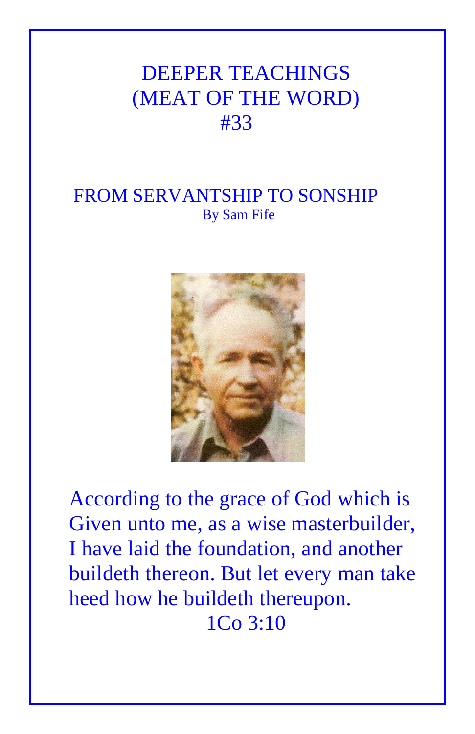# DEEPER TEACHINGS
# (MEAT OF THE WORD)
# #33

## FROM SERVANTSHIP TO SONSHIP

By Sam Fife

According to the grace of God which is Given unto me, as a wise masterbuilder, I have laid the foundation, and another buildeth thereon. But let every man take heed how he buildeth thereupon.

1Co 3:10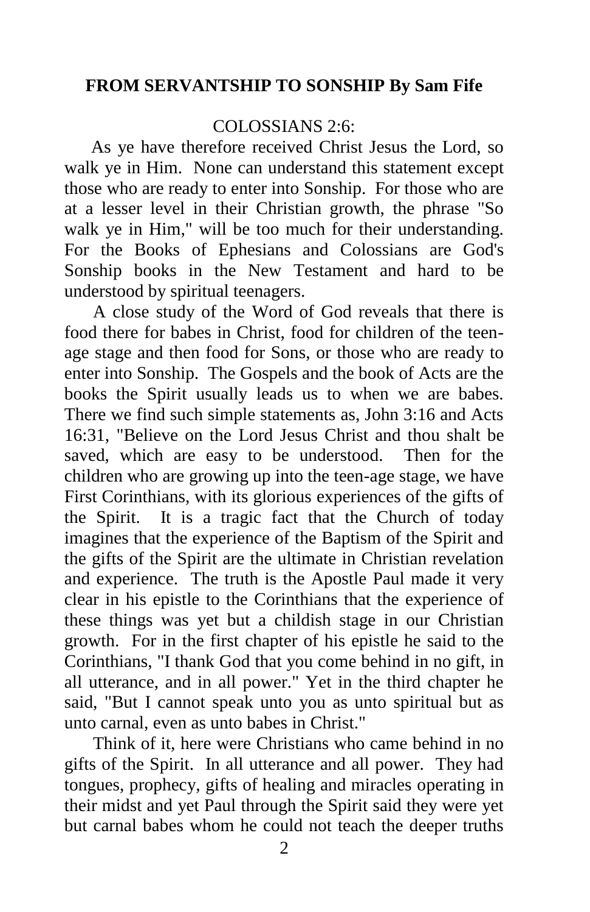**FROM SERVANTSHIP TO SONSHIP By Sam Fife**

COLOSSIANS 2:6:

As ye have therefore received Christ Jesus the Lord, so walk ye in Him. None can understand this statement except those who are ready to enter into Sonship. For those who are at a lesser level in their Christian growth, the phrase "So walk ye in Him," will be too much for their understanding. For the Books of Ephesians and Colossians are God's Sonship books in the New Testament and hard to be understood by spiritual teenagers.

A close study of the Word of God reveals that there is food there for babes in Christ, food for children of the teen-age stage and then food for Sons, or those who are ready to enter into Sonship. The Gospels and the book of Acts are the books the Spirit usually leads us to when we are babes. There we find such simple statements as, John 3:16 and Acts 16:31, "Believe on the Lord Jesus Christ and thou shalt be saved, which are easy to be understood. Then for the children who are growing up into the teen-age stage, we have First Corinthians, with its glorious experiences of the gifts of the Spirit. It is a tragic fact that the Church of today imagines that the experience of the Baptism of the Spirit and the gifts of the Spirit are the ultimate in Christian revelation and experience. The truth is the Apostle Paul made it very clear in his epistle to the Corinthians that the experience of these things was yet but a childish stage in our Christian growth. For in the first chapter of his epistle he said to the Corinthians, "I thank God that you come behind in no gift, in all utterance, and in all power." Yet in the third chapter he said, "But I cannot speak unto you as unto spiritual but as unto carnal, even as unto babes in Christ."

Think of it, here were Christians who came behind in no gifts of the Spirit. In all utterance and all power. They had tongues, prophecy, gifts of healing and miracles operating in their midst and yet Paul through the Spirit said they were yet but carnal babes whom he could not teach the deeper truths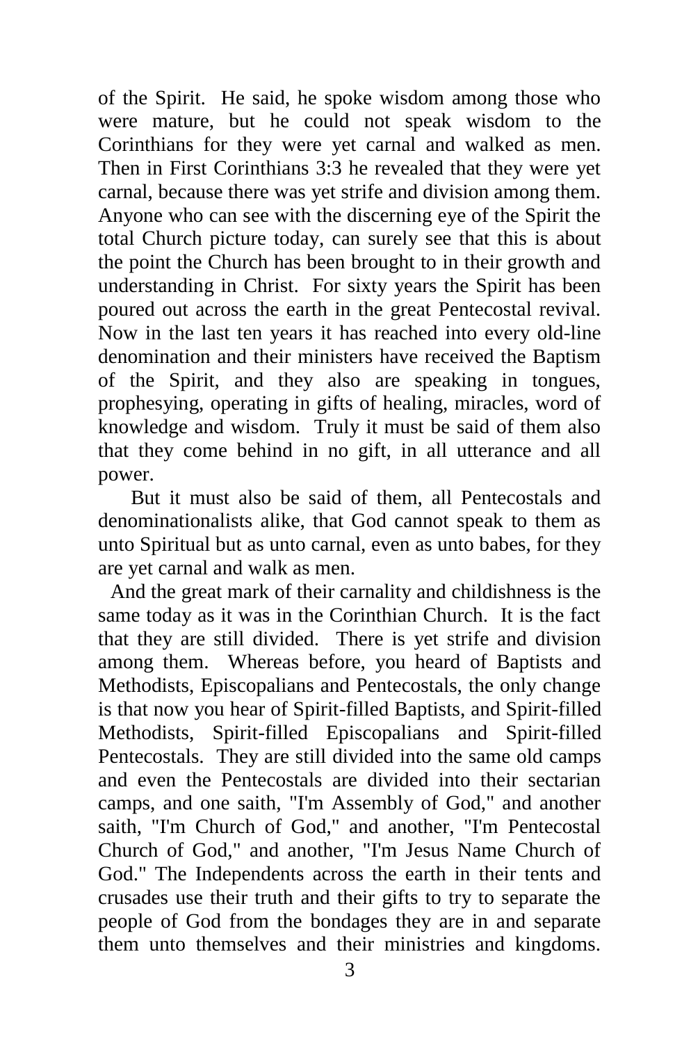of the Spirit. He said, he spoke wisdom among those who were mature, but he could not speak wisdom to the Corinthians for they were yet carnal and walked as men. Then in First Corinthians 3:3 he revealed that they were yet carnal, because there was yet strife and division among them. Anyone who can see with the discerning eye of the Spirit the total Church picture today, can surely see that this is about the point the Church has been brought to in their growth and understanding in Christ. For sixty years the Spirit has been poured out across the earth in the great Pentecostal revival. Now in the last ten years it has reached into every old-line denomination and their ministers have received the Baptism of the Spirit, and they also are speaking in tongues, prophesying, operating in gifts of healing, miracles, word of knowledge and wisdom. Truly it must be said of them also that they come behind in no gift, in all utterance and all power.

But it must also be said of them, all Pentecostals and denominationalists alike, that God cannot speak to them as unto Spiritual but as unto carnal, even as unto babes, for they are yet carnal and walk as men.

And the great mark of their carnality and childishness is the same today as it was in the Corinthian Church. It is the fact that they are still divided. There is yet strife and division among them. Whereas before, you heard of Baptists and Methodists, Episcopalians and Pentecostals, the only change is that now you hear of Spirit-filled Baptists, and Spirit-filled Methodists, Spirit-filled Episcopalians and Spirit-filled Pentecostals. They are still divided into the same old camps and even the Pentecostals are divided into their sectarian camps, and one saith, "I'm Assembly of God," and another saith, "I'm Church of God," and another, "I'm Pentecostal Church of God," and another, "I'm Jesus Name Church of God." The Independents across the earth in their tents and crusades use their truth and their gifts to try to separate the people of God from the bondages they are in and separate them unto themselves and their ministries and kingdoms.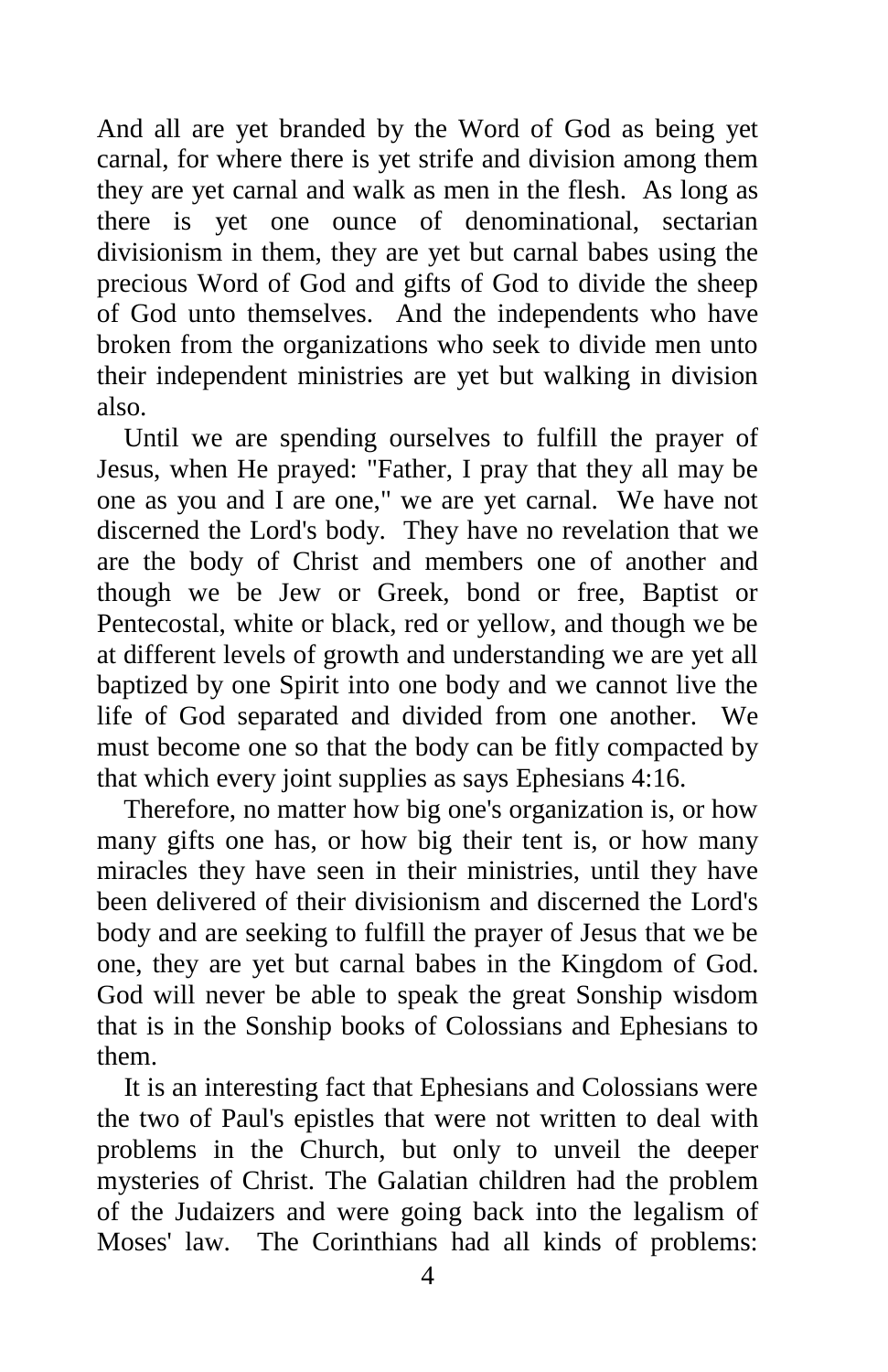And all are yet branded by the Word of God as being yet carnal, for where there is yet strife and division among them they are yet carnal and walk as men in the flesh. As long as there is yet one ounce of denominational, sectarian divisionism in them, they are yet but carnal babes using the precious Word of God and gifts of God to divide the sheep of God unto themselves. And the independents who have broken from the organizations who seek to divide men unto their independent ministries are yet but walking in division also.

Until we are spending ourselves to fulfill the prayer of Jesus, when He prayed: "Father, I pray that they all may be one as you and I are one," we are yet carnal. We have not discerned the Lord's body. They have no revelation that we are the body of Christ and members one of another and though we be Jew or Greek, bond or free, Baptist or Pentecostal, white or black, red or yellow, and though we be at different levels of growth and understanding we are yet all baptized by one Spirit into one body and we cannot live the life of God separated and divided from one another. We must become one so that the body can be fitly compacted by that which every joint supplies as says Ephesians 4:16.

Therefore, no matter how big one's organization is, or how many gifts one has, or how big their tent is, or how many miracles they have seen in their ministries, until they have been delivered of their divisionism and discerned the Lord's body and are seeking to fulfill the prayer of Jesus that we be one, they are yet but carnal babes in the Kingdom of God. God will never be able to speak the great Sonship wisdom that is in the Sonship books of Colossians and Ephesians to them.

It is an interesting fact that Ephesians and Colossians were the two of Paul's epistles that were not written to deal with problems in the Church, but only to unveil the deeper mysteries of Christ. The Galatian children had the problem of the Judaizers and were going back into the legalism of Moses' law. The Corinthians had all kinds of problems: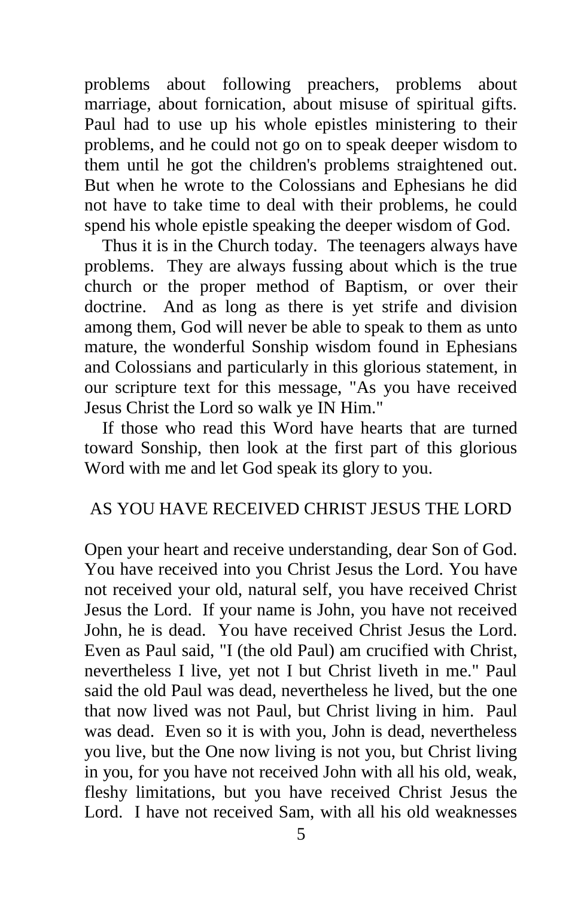problems about following preachers, problems about marriage, about fornication, about misuse of spiritual gifts. Paul had to use up his whole epistles ministering to their problems, and he could not go on to speak deeper wisdom to them until he got the children's problems straightened out. But when he wrote to the Colossians and Ephesians he did not have to take time to deal with their problems, he could spend his whole epistle speaking the deeper wisdom of God.

Thus it is in the Church today. The teenagers always have problems. They are always fussing about which is the true church or the proper method of Baptism, or over their doctrine. And as long as there is yet strife and division among them, God will never be able to speak to them as unto mature, the wonderful Sonship wisdom found in Ephesians and Colossians and particularly in this glorious statement, in our scripture text for this message, "As you have received Jesus Christ the Lord so walk ye IN Him."

If those who read this Word have hearts that are turned toward Sonship, then look at the first part of this glorious Word with me and let God speak its glory to you.

## AS YOU HAVE RECEIVED CHRIST JESUS THE LORD

Open your heart and receive understanding, dear Son of God. You have received into you Christ Jesus the Lord. You have not received your old, natural self, you have received Christ Jesus the Lord. If your name is John, you have not received John, he is dead. You have received Christ Jesus the Lord. Even as Paul said, "I (the old Paul) am crucified with Christ, nevertheless I live, yet not I but Christ liveth in me." Paul said the old Paul was dead, nevertheless he lived, but the one that now lived was not Paul, but Christ living in him. Paul was dead. Even so it is with you, John is dead, nevertheless you live, but the One now living is not you, but Christ living in you, for you have not received John with all his old, weak, fleshy limitations, but you have received Christ Jesus the Lord. I have not received Sam, with all his old weaknesses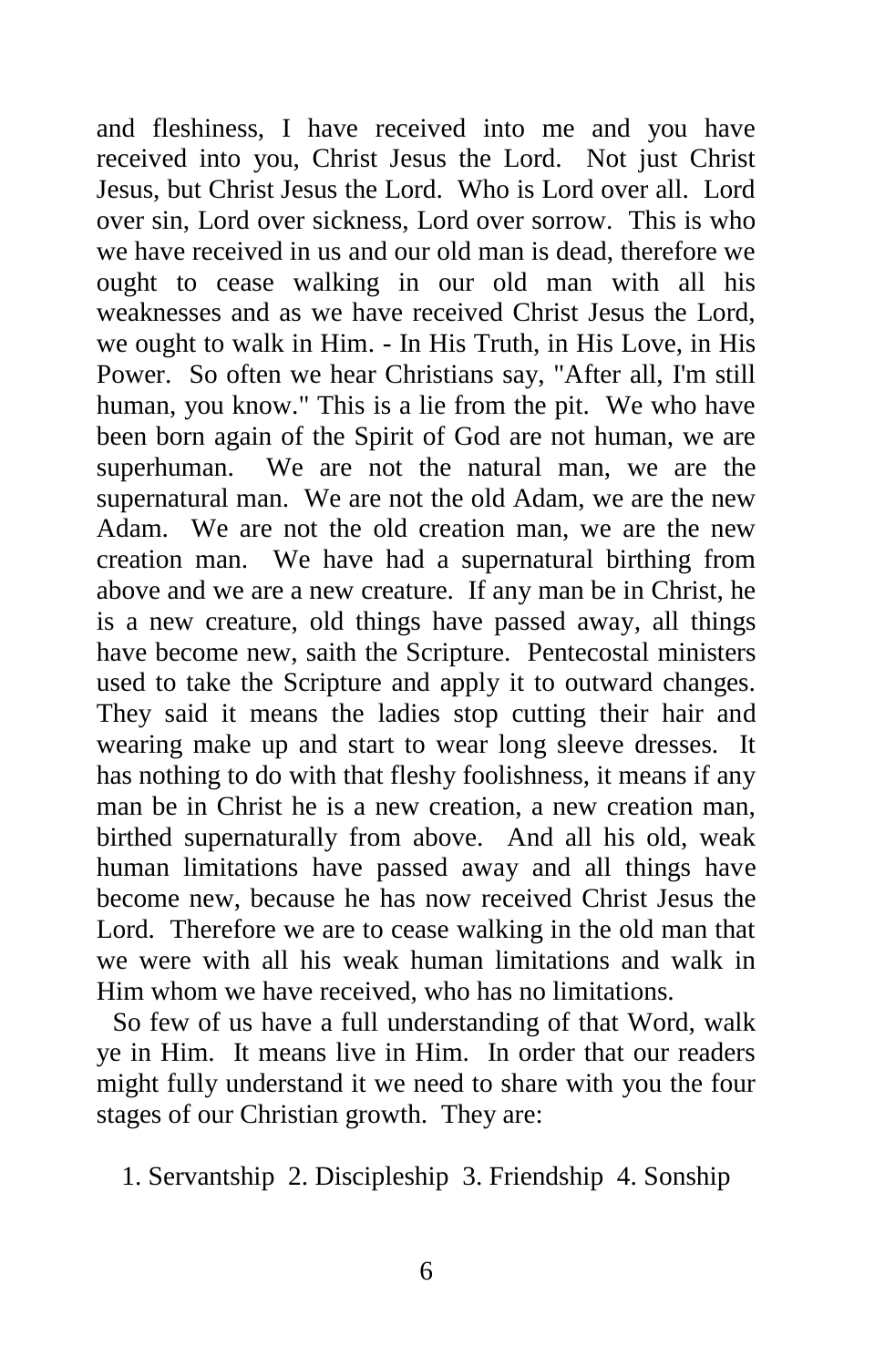and fleshiness, I have received into me and you have received into you, Christ Jesus the Lord. Not just Christ Jesus, but Christ Jesus the Lord. Who is Lord over all. Lord over sin, Lord over sickness, Lord over sorrow. This is who we have received in us and our old man is dead, therefore we ought to cease walking in our old man with all his weaknesses and as we have received Christ Jesus the Lord, we ought to walk in Him. - In His Truth, in His Love, in His Power. So often we hear Christians say, "After all, I'm still human, you know." This is a lie from the pit. We who have been born again of the Spirit of God are not human, we are superhuman. We are not the natural man, we are the supernatural man. We are not the old Adam, we are the new Adam. We are not the old creation man, we are the new creation man. We have had a supernatural birthing from above and we are a new creature. If any man be in Christ, he is a new creature, old things have passed away, all things have become new, saith the Scripture. Pentecostal ministers used to take the Scripture and apply it to outward changes. They said it means the ladies stop cutting their hair and wearing make up and start to wear long sleeve dresses. It has nothing to do with that fleshy foolishness, it means if any man be in Christ he is a new creation, a new creation man, birthed supernaturally from above. And all his old, weak human limitations have passed away and all things have become new, because he has now received Christ Jesus the Lord. Therefore we are to cease walking in the old man that we were with all his weak human limitations and walk in Him whom we have received, who has no limitations.

So few of us have a full understanding of that Word, walk ye in Him. It means live in Him. In order that our readers might fully understand it we need to share with you the four stages of our Christian growth. They are:

1. Servantship 2. Discipleship 3. Friendship 4. Sonship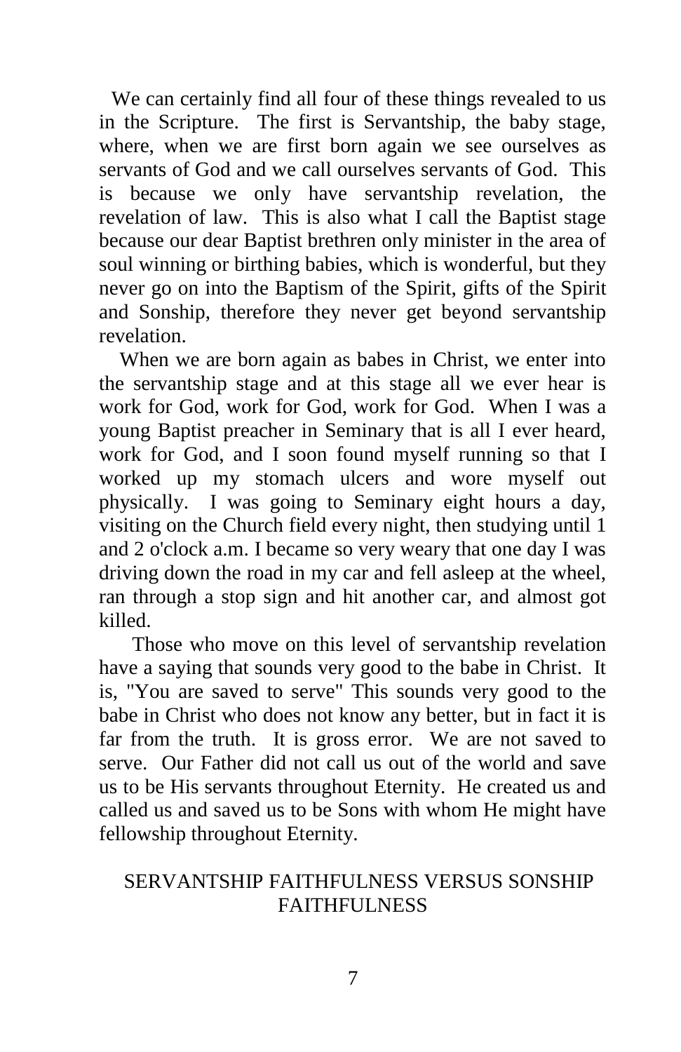We can certainly find all four of these things revealed to us in the Scripture. The first is Servantship, the baby stage, where, when we are first born again we see ourselves as servants of God and we call ourselves servants of God. This is because we only have servantship revelation, the revelation of law. This is also what I call the Baptist stage because our dear Baptist brethren only minister in the area of soul winning or birthing babies, which is wonderful, but they never go on into the Baptism of the Spirit, gifts of the Spirit and Sonship, therefore they never get beyond servantship revelation.

When we are born again as babes in Christ, we enter into the servantship stage and at this stage all we ever hear is work for God, work for God, work for God. When I was a young Baptist preacher in Seminary that is all I ever heard, work for God, and I soon found myself running so that I worked up my stomach ulcers and wore myself out physically. I was going to Seminary eight hours a day, visiting on the Church field every night, then studying until 1 and 2 o'clock a.m. I became so very weary that one day I was driving down the road in my car and fell asleep at the wheel, ran through a stop sign and hit another car, and almost got killed.

Those who move on this level of servantship revelation have a saying that sounds very good to the babe in Christ. It is, "You are saved to serve" This sounds very good to the babe in Christ who does not know any better, but in fact it is far from the truth. It is gross error. We are not saved to serve. Our Father did not call us out of the world and save us to be His servants throughout Eternity. He created us and called us and saved us to be Sons with whom He might have fellowship throughout Eternity.

## SERVANTSHIP FAITHFULNESS VERSUS SONSHIP FAITHFULNESS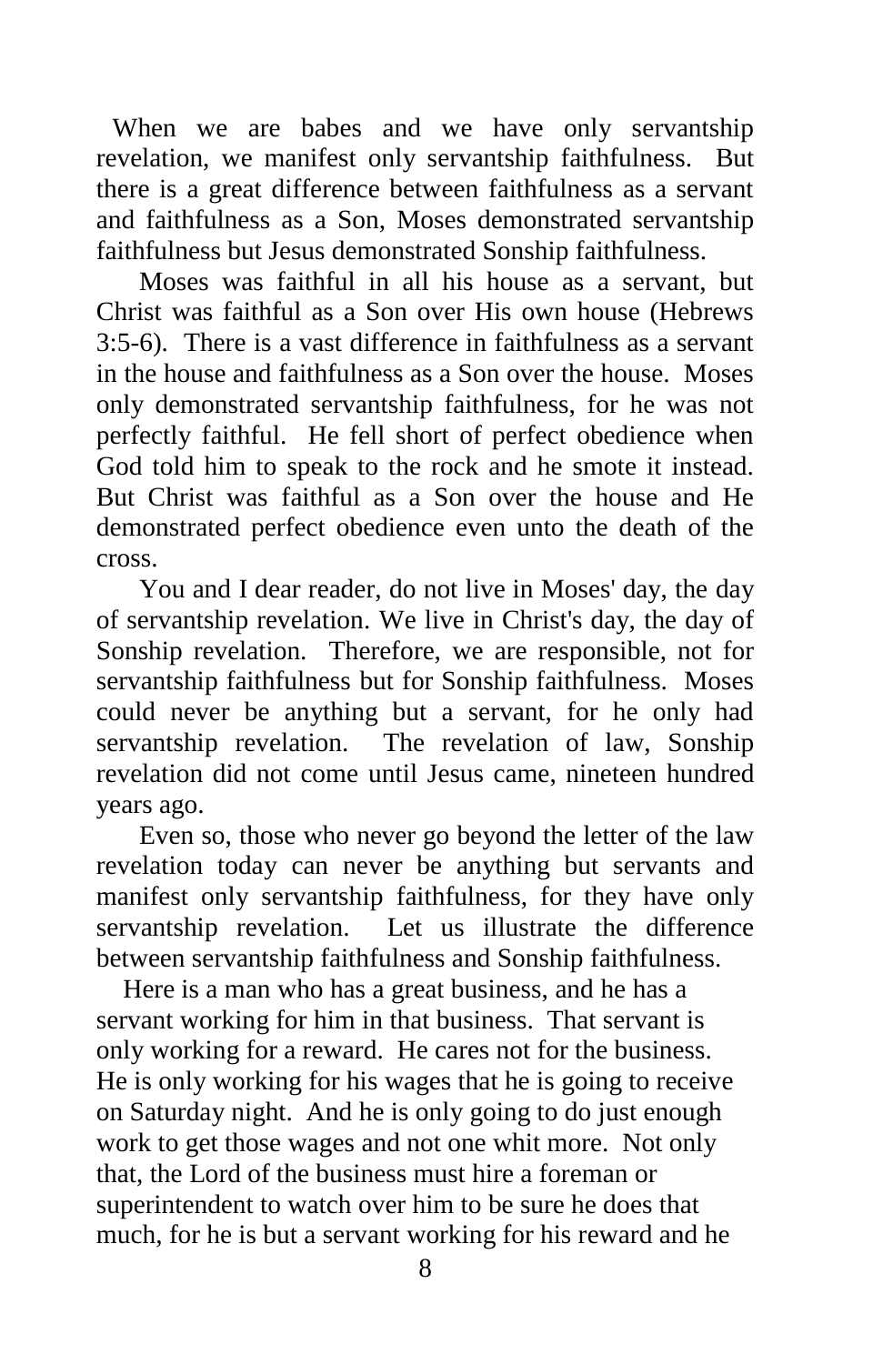When we are babes and we have only servantship revelation, we manifest only servantship faithfulness. But there is a great difference between faithfulness as a servant and faithfulness as a Son, Moses demonstrated servantship faithfulness but Jesus demonstrated Sonship faithfulness.

Moses was faithful in all his house as a servant, but Christ was faithful as a Son over His own house (Hebrews 3:5-6). There is a vast difference in faithfulness as a servant in the house and faithfulness as a Son over the house. Moses only demonstrated servantship faithfulness, for he was not perfectly faithful. He fell short of perfect obedience when God told him to speak to the rock and he smote it instead. But Christ was faithful as a Son over the house and He demonstrated perfect obedience even unto the death of the cross.

You and I dear reader, do not live in Moses' day, the day of servantship revelation. We live in Christ's day, the day of Sonship revelation. Therefore, we are responsible, not for servantship faithfulness but for Sonship faithfulness. Moses could never be anything but a servant, for he only had servantship revelation. The revelation of law, Sonship revelation did not come until Jesus came, nineteen hundred years ago.

Even so, those who never go beyond the letter of the law revelation today can never be anything but servants and manifest only servantship faithfulness, for they have only servantship revelation. Let us illustrate the difference between servantship faithfulness and Sonship faithfulness.

Here is a man who has a great business, and he has a servant working for him in that business. That servant is only working for a reward. He cares not for the business. He is only working for his wages that he is going to receive on Saturday night. And he is only going to do just enough work to get those wages and not one whit more. Not only that, the Lord of the business must hire a foreman or superintendent to watch over him to be sure he does that much, for he is but a servant working for his reward and he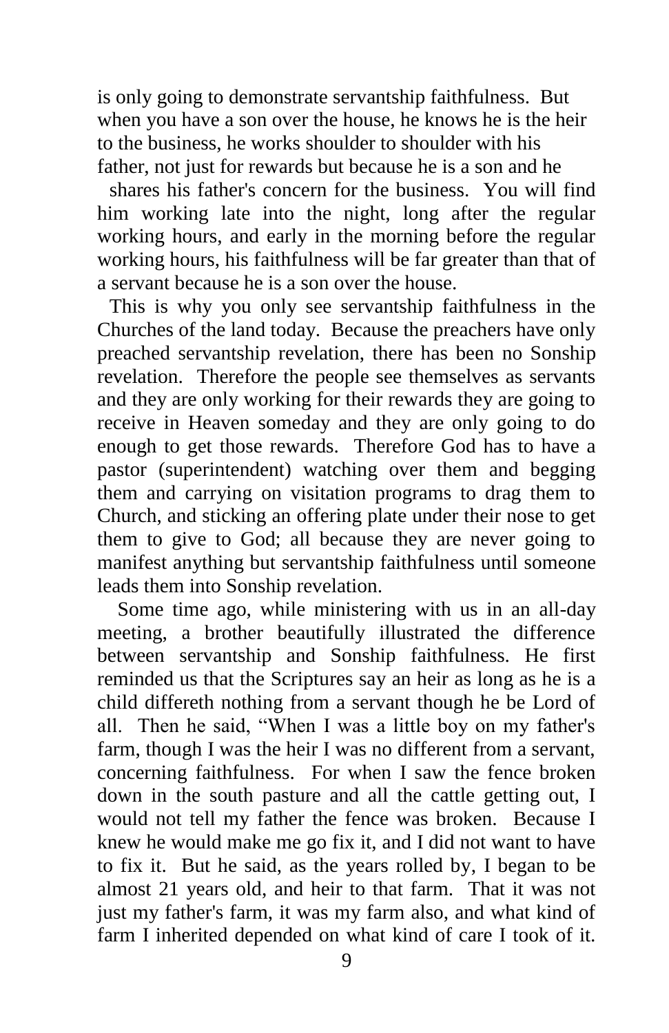is only going to demonstrate servantship faithfulness. But when you have a son over the house, he knows he is the heir to the business, he works shoulder to shoulder with his father, not just for rewards but because he is a son and he shares his father's concern for the business. You will find him working late into the night, long after the regular working hours, and early in the morning before the regular working hours, his faithfulness will be far greater than that of a servant because he is a son over the house.

This is why you only see servantship faithfulness in the Churches of the land today. Because the preachers have only preached servantship revelation, there has been no Sonship revelation. Therefore the people see themselves as servants and they are only working for their rewards they are going to receive in Heaven someday and they are only going to do enough to get those rewards. Therefore God has to have a pastor (superintendent) watching over them and begging them and carrying on visitation programs to drag them to Church, and sticking an offering plate under their nose to get them to give to God; all because they are never going to manifest anything but servantship faithfulness until someone leads them into Sonship revelation.

Some time ago, while ministering with us in an all-day meeting, a brother beautifully illustrated the difference between servantship and Sonship faithfulness. He first reminded us that the Scriptures say an heir as long as he is a child differeth nothing from a servant though he be Lord of all. Then he said, "When I was a little boy on my father's farm, though I was the heir I was no different from a servant, concerning faithfulness. For when I saw the fence broken down in the south pasture and all the cattle getting out, I would not tell my father the fence was broken. Because I knew he would make me go fix it, and I did not want to have to fix it. But he said, as the years rolled by, I began to be almost 21 years old, and heir to that farm. That it was not just my father's farm, it was my farm also, and what kind of farm I inherited depended on what kind of care I took of it.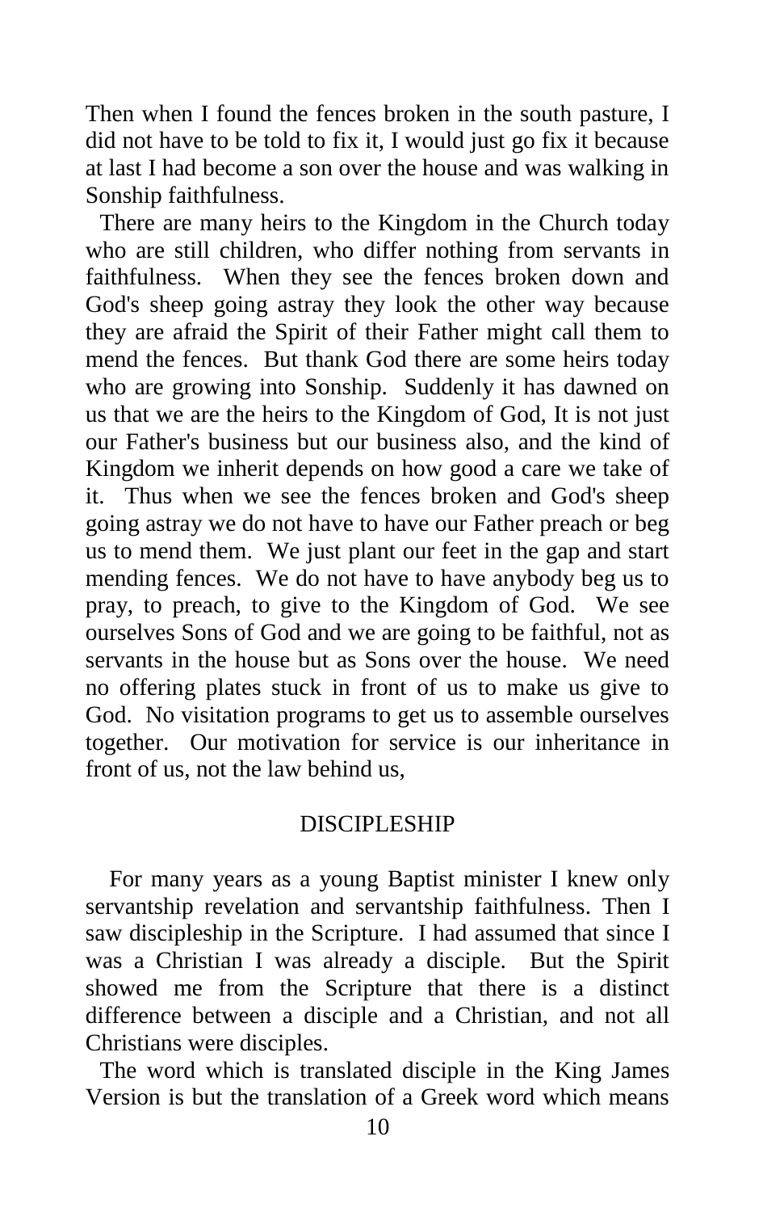Then when I found the fences broken in the south pasture, I did not have to be told to fix it, I would just go fix it because at last I had become a son over the house and was walking in Sonship faithfulness.

There are many heirs to the Kingdom in the Church today who are still children, who differ nothing from servants in faithfulness. When they see the fences broken down and God's sheep going astray they look the other way because they are afraid the Spirit of their Father might call them to mend the fences. But thank God there are some heirs today who are growing into Sonship. Suddenly it has dawned on us that we are the heirs to the Kingdom of God, It is not just our Father's business but our business also, and the kind of Kingdom we inherit depends on how good a care we take of it. Thus when we see the fences broken and God's sheep going astray we do not have to have our Father preach or beg us to mend them. We just plant our feet in the gap and start mending fences. We do not have to have anybody beg us to pray, to preach, to give to the Kingdom of God. We see ourselves Sons of God and we are going to be faithful, not as servants in the house but as Sons over the house. We need no offering plates stuck in front of us to make us give to God. No visitation programs to get us to assemble ourselves together. Our motivation for service is our inheritance in front of us, not the law behind us,

## DISCIPLESHIP

For many years as a young Baptist minister I knew only servantship revelation and servantship faithfulness. Then I saw discipleship in the Scripture. I had assumed that since I was a Christian I was already a disciple. But the Spirit showed me from the Scripture that there is a distinct difference between a disciple and a Christian, and not all Christians were disciples.

The word which is translated disciple in the King James Version is but the translation of a Greek word which means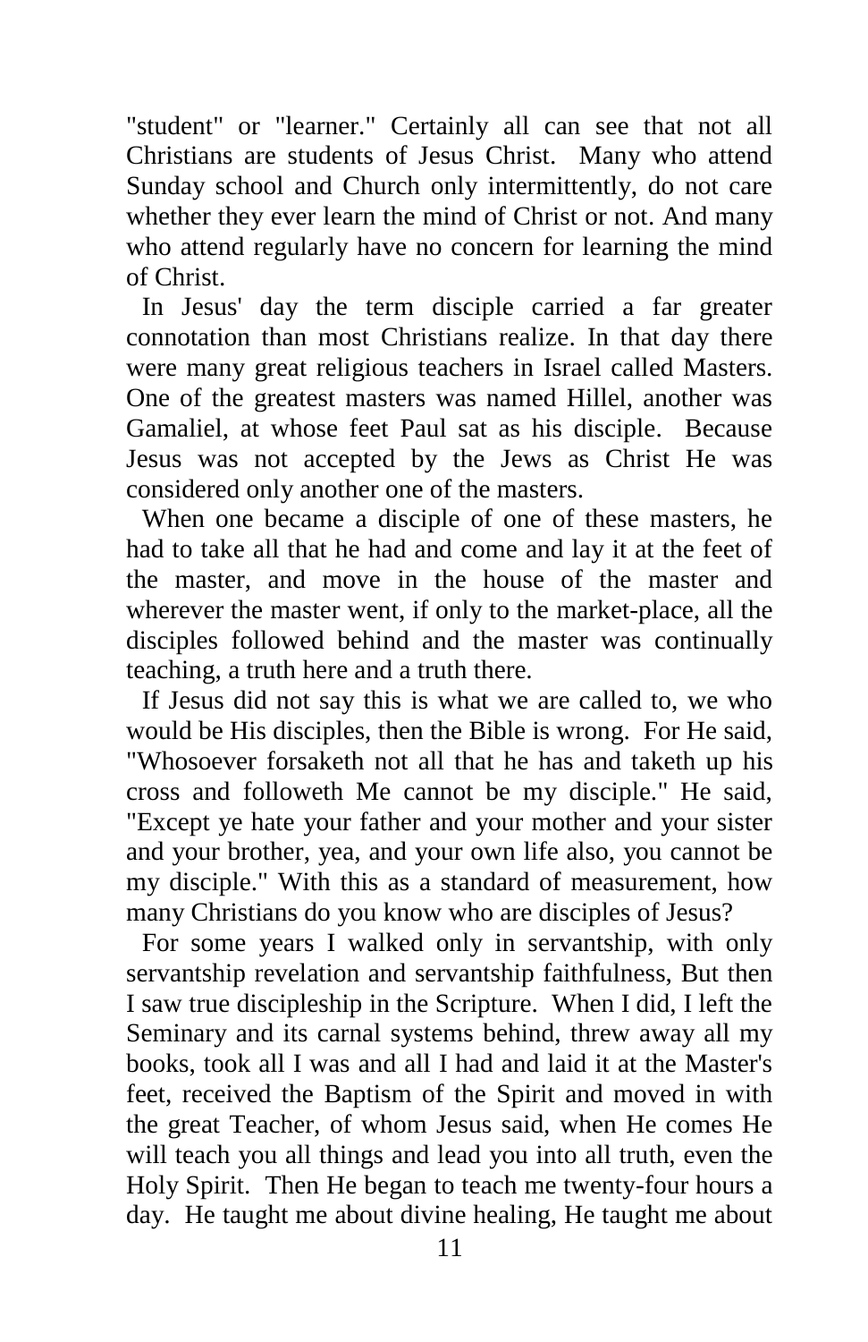"student" or "learner." Certainly all can see that not all Christians are students of Jesus Christ. Many who attend Sunday school and Church only intermittently, do not care whether they ever learn the mind of Christ or not. And many who attend regularly have no concern for learning the mind of Christ.

In Jesus' day the term disciple carried a far greater connotation than most Christians realize. In that day there were many great religious teachers in Israel called Masters. One of the greatest masters was named Hillel, another was Gamaliel, at whose feet Paul sat as his disciple. Because Jesus was not accepted by the Jews as Christ He was considered only another one of the masters.

When one became a disciple of one of these masters, he had to take all that he had and come and lay it at the feet of the master, and move in the house of the master and wherever the master went, if only to the market-place, all the disciples followed behind and the master was continually teaching, a truth here and a truth there.

If Jesus did not say this is what we are called to, we who would be His disciples, then the Bible is wrong. For He said, "Whosoever forsaketh not all that he has and taketh up his cross and followeth Me cannot be my disciple." He said, "Except ye hate your father and your mother and your sister and your brother, yea, and your own life also, you cannot be my disciple." With this as a standard of measurement, how many Christians do you know who are disciples of Jesus?

For some years I walked only in servantship, with only servantship revelation and servantship faithfulness, But then I saw true discipleship in the Scripture. When I did, I left the Seminary and its carnal systems behind, threw away all my books, took all I was and all I had and laid it at the Master's feet, received the Baptism of the Spirit and moved in with the great Teacher, of whom Jesus said, when He comes He will teach you all things and lead you into all truth, even the Holy Spirit. Then He began to teach me twenty-four hours a day. He taught me about divine healing, He taught me about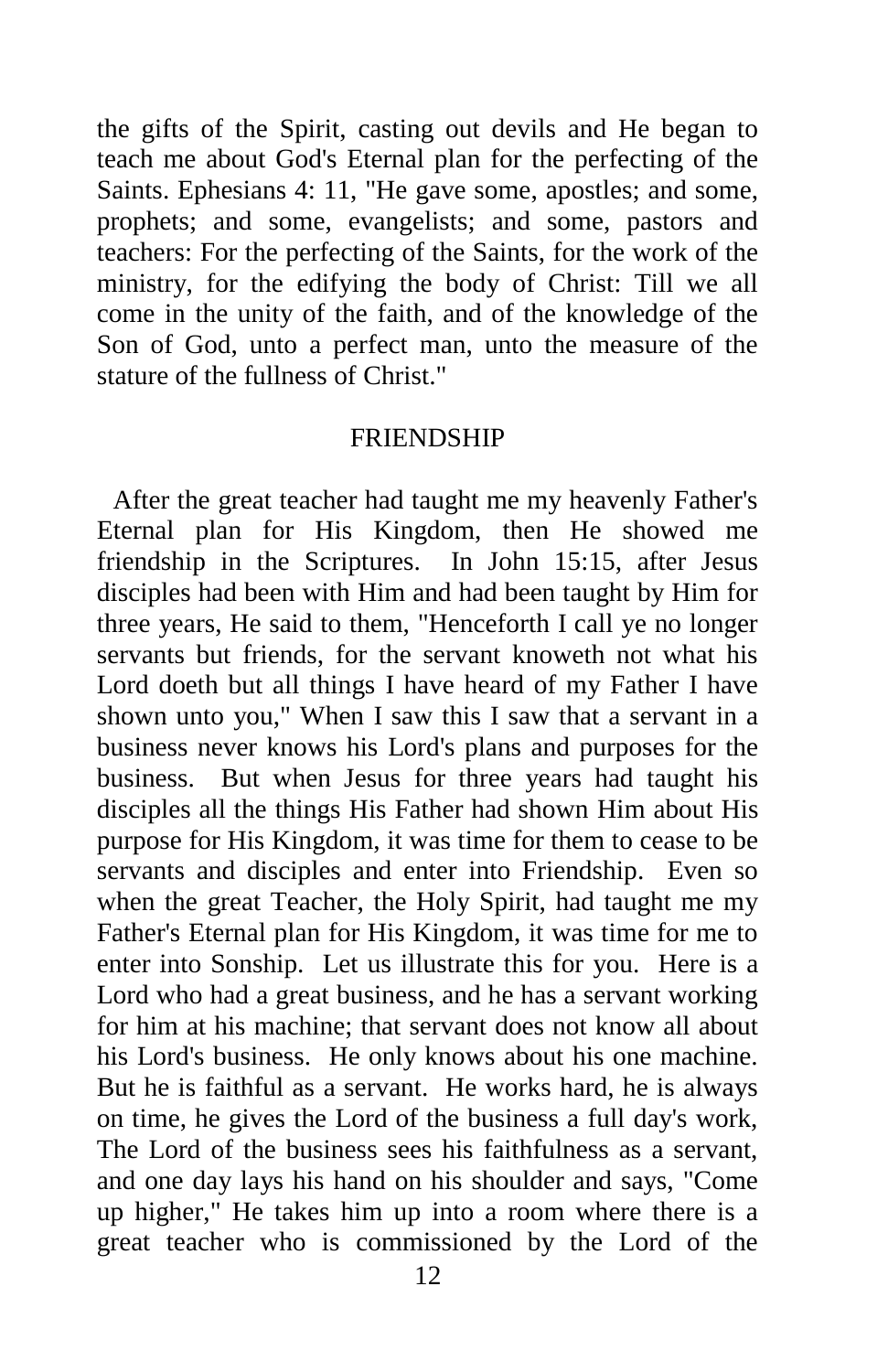the gifts of the Spirit, casting out devils and He began to teach me about God's Eternal plan for the perfecting of the Saints. Ephesians 4: 11, "He gave some, apostles; and some, prophets; and some, evangelists; and some, pastors and teachers: For the perfecting of the Saints, for the work of the ministry, for the edifying the body of Christ: Till we all come in the unity of the faith, and of the knowledge of the Son of God, unto a perfect man, unto the measure of the stature of the fullness of Christ."

## FRIENDSHIP

After the great teacher had taught me my heavenly Father's Eternal plan for His Kingdom, then He showed me friendship in the Scriptures. In John 15:15, after Jesus disciples had been with Him and had been taught by Him for three years, He said to them, "Henceforth I call ye no longer servants but friends, for the servant knoweth not what his Lord doeth but all things I have heard of my Father I have shown unto you," When I saw this I saw that a servant in a business never knows his Lord's plans and purposes for the business. But when Jesus for three years had taught his disciples all the things His Father had shown Him about His purpose for His Kingdom, it was time for them to cease to be servants and disciples and enter into Friendship. Even so when the great Teacher, the Holy Spirit, had taught me my Father's Eternal plan for His Kingdom, it was time for me to enter into Sonship. Let us illustrate this for you. Here is a Lord who had a great business, and he has a servant working for him at his machine; that servant does not know all about his Lord's business. He only knows about his one machine. But he is faithful as a servant. He works hard, he is always on time, he gives the Lord of the business a full day's work, The Lord of the business sees his faithfulness as a servant, and one day lays his hand on his shoulder and says, "Come up higher," He takes him up into a room where there is a great teacher who is commissioned by the Lord of the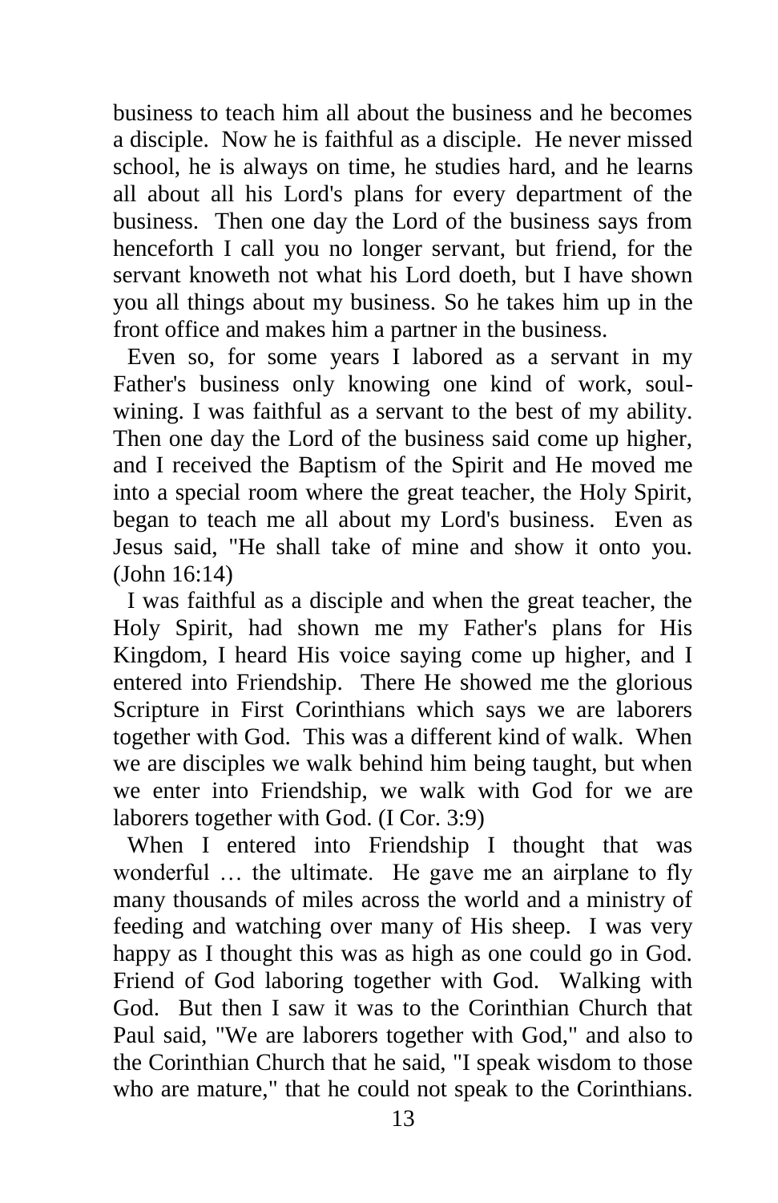business to teach him all about the business and he becomes a disciple. Now he is faithful as a disciple. He never missed school, he is always on time, he studies hard, and he learns all about all his Lord's plans for every department of the business. Then one day the Lord of the business says from henceforth I call you no longer servant, but friend, for the servant knoweth not what his Lord doeth, but I have shown you all things about my business. So he takes him up in the front office and makes him a partner in the business.

Even so, for some years I labored as a servant in my Father's business only knowing one kind of work, soul-wining. I was faithful as a servant to the best of my ability. Then one day the Lord of the business said come up higher, and I received the Baptism of the Spirit and He moved me into a special room where the great teacher, the Holy Spirit, began to teach me all about my Lord's business. Even as Jesus said, "He shall take of mine and show it onto you. (John 16:14)

I was faithful as a disciple and when the great teacher, the Holy Spirit, had shown me my Father's plans for His Kingdom, I heard His voice saying come up higher, and I entered into Friendship. There He showed me the glorious Scripture in First Corinthians which says we are laborers together with God. This was a different kind of walk. When we are disciples we walk behind him being taught, but when we enter into Friendship, we walk with God for we are laborers together with God. (I Cor. 3:9)

When I entered into Friendship I thought that was wonderful … the ultimate. He gave me an airplane to fly many thousands of miles across the world and a ministry of feeding and watching over many of His sheep. I was very happy as I thought this was as high as one could go in God. Friend of God laboring together with God. Walking with God. But then I saw it was to the Corinthian Church that Paul said, "We are laborers together with God," and also to the Corinthian Church that he said, "I speak wisdom to those who are mature," that he could not speak to the Corinthians.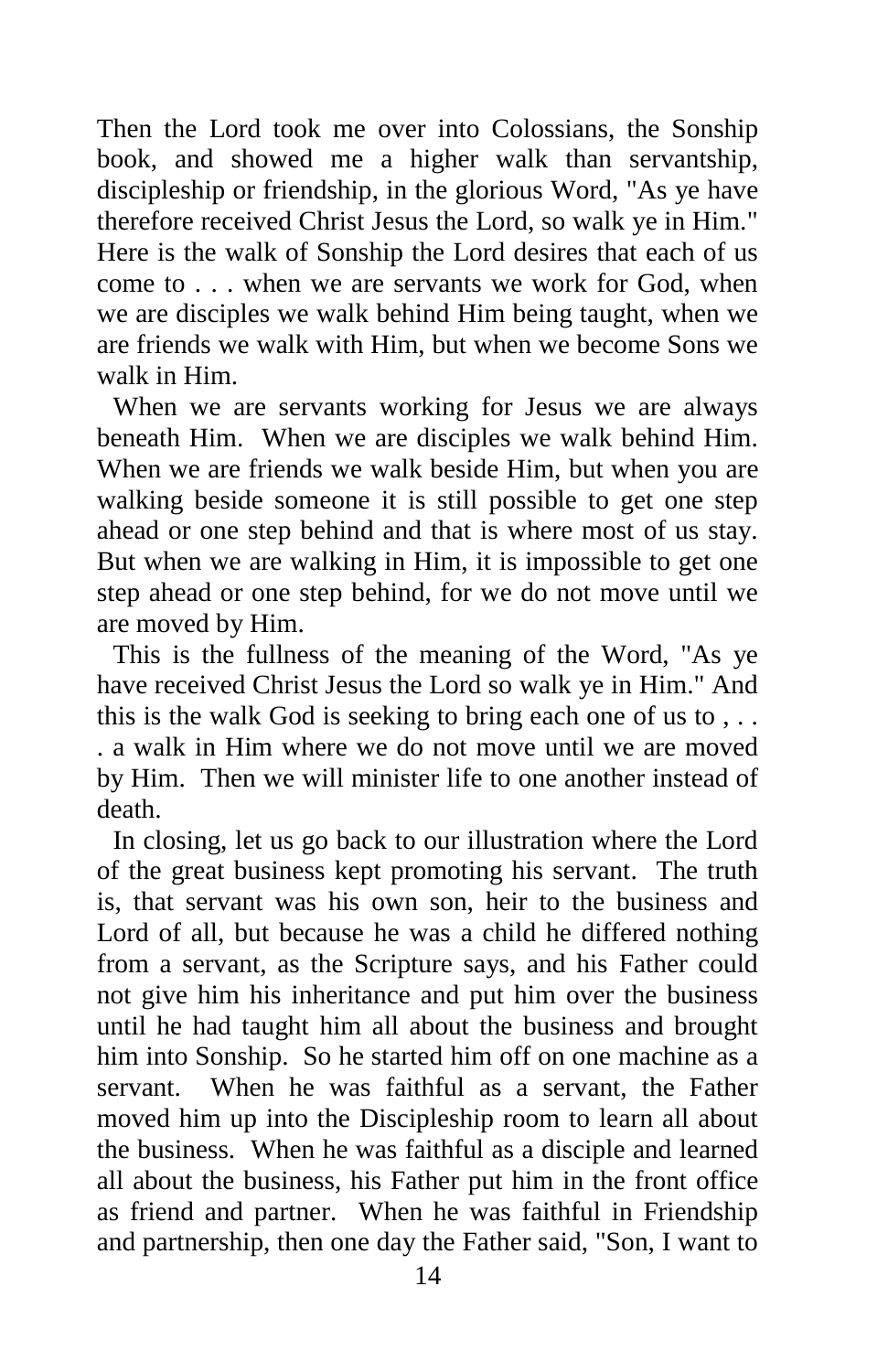Then the Lord took me over into Colossians, the Sonship book, and showed me a higher walk than servantship, discipleship or friendship, in the glorious Word, "As ye have therefore received Christ Jesus the Lord, so walk ye in Him." Here is the walk of Sonship the Lord desires that each of us come to . . . when we are servants we work for God, when we are disciples we walk behind Him being taught, when we are friends we walk with Him, but when we become Sons we walk in Him.

When we are servants working for Jesus we are always beneath Him. When we are disciples we walk behind Him. When we are friends we walk beside Him, but when you are walking beside someone it is still possible to get one step ahead or one step behind and that is where most of us stay. But when we are walking in Him, it is impossible to get one step ahead or one step behind, for we do not move until we are moved by Him.

This is the fullness of the meaning of the Word, "As ye have received Christ Jesus the Lord so walk ye in Him." And this is the walk God is seeking to bring each one of us to , . . . a walk in Him where we do not move until we are moved by Him. Then we will minister life to one another instead of death.

In closing, let us go back to our illustration where the Lord of the great business kept promoting his servant. The truth is, that servant was his own son, heir to the business and Lord of all, but because he was a child he differed nothing from a servant, as the Scripture says, and his Father could not give him his inheritance and put him over the business until he had taught him all about the business and brought him into Sonship. So he started him off on one machine as a servant. When he was faithful as a servant, the Father moved him up into the Discipleship room to learn all about the business. When he was faithful as a disciple and learned all about the business, his Father put him in the front office as friend and partner. When he was faithful in Friendship and partnership, then one day the Father said, "Son, I want to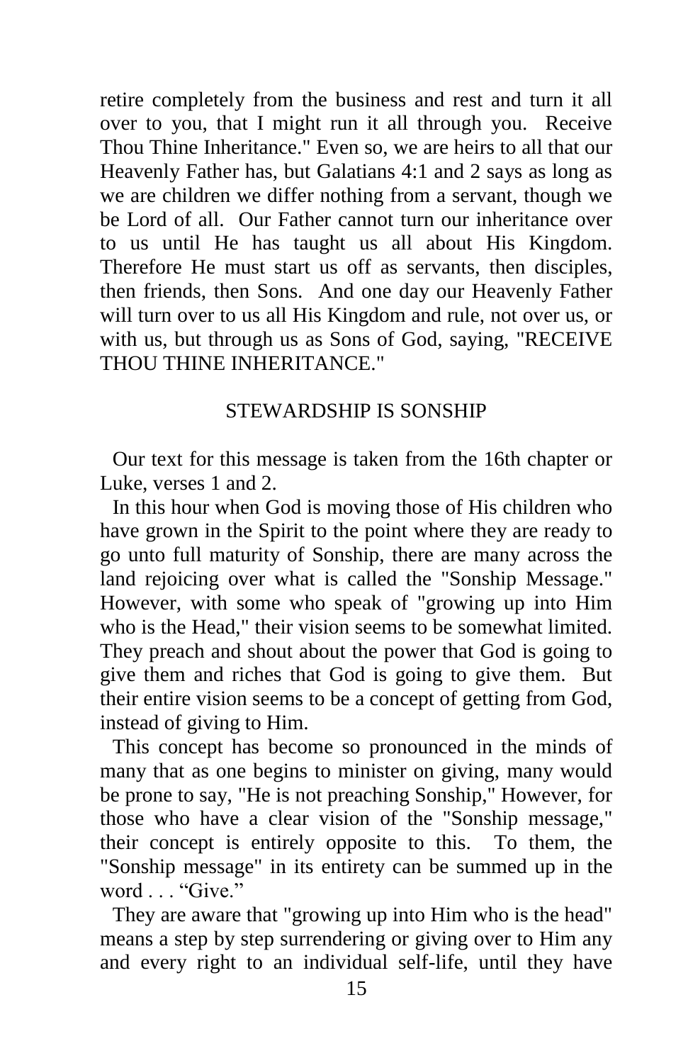retire completely from the business and rest and turn it all over to you, that I might run it all through you. Receive Thou Thine Inheritance." Even so, we are heirs to all that our Heavenly Father has, but Galatians 4:1 and 2 says as long as we are children we differ nothing from a servant, though we be Lord of all. Our Father cannot turn our inheritance over to us until He has taught us all about His Kingdom. Therefore He must start us off as servants, then disciples, then friends, then Sons. And one day our Heavenly Father will turn over to us all His Kingdom and rule, not over us, or with us, but through us as Sons of God, saying, "RECEIVE THOU THINE INHERITANCE."

## STEWARDSHIP IS SONSHIP

Our text for this message is taken from the 16th chapter or Luke, verses 1 and 2.

In this hour when God is moving those of His children who have grown in the Spirit to the point where they are ready to go unto full maturity of Sonship, there are many across the land rejoicing over what is called the "Sonship Message." However, with some who speak of "growing up into Him who is the Head," their vision seems to be somewhat limited. They preach and shout about the power that God is going to give them and riches that God is going to give them. But their entire vision seems to be a concept of getting from God, instead of giving to Him.

This concept has become so pronounced in the minds of many that as one begins to minister on giving, many would be prone to say, "He is not preaching Sonship," However, for those who have a clear vision of the "Sonship message," their concept is entirely opposite to this. To them, the "Sonship message" in its entirety can be summed up in the word . . . "Give."

They are aware that "growing up into Him who is the head" means a step by step surrendering or giving over to Him any and every right to an individual self-life, until they have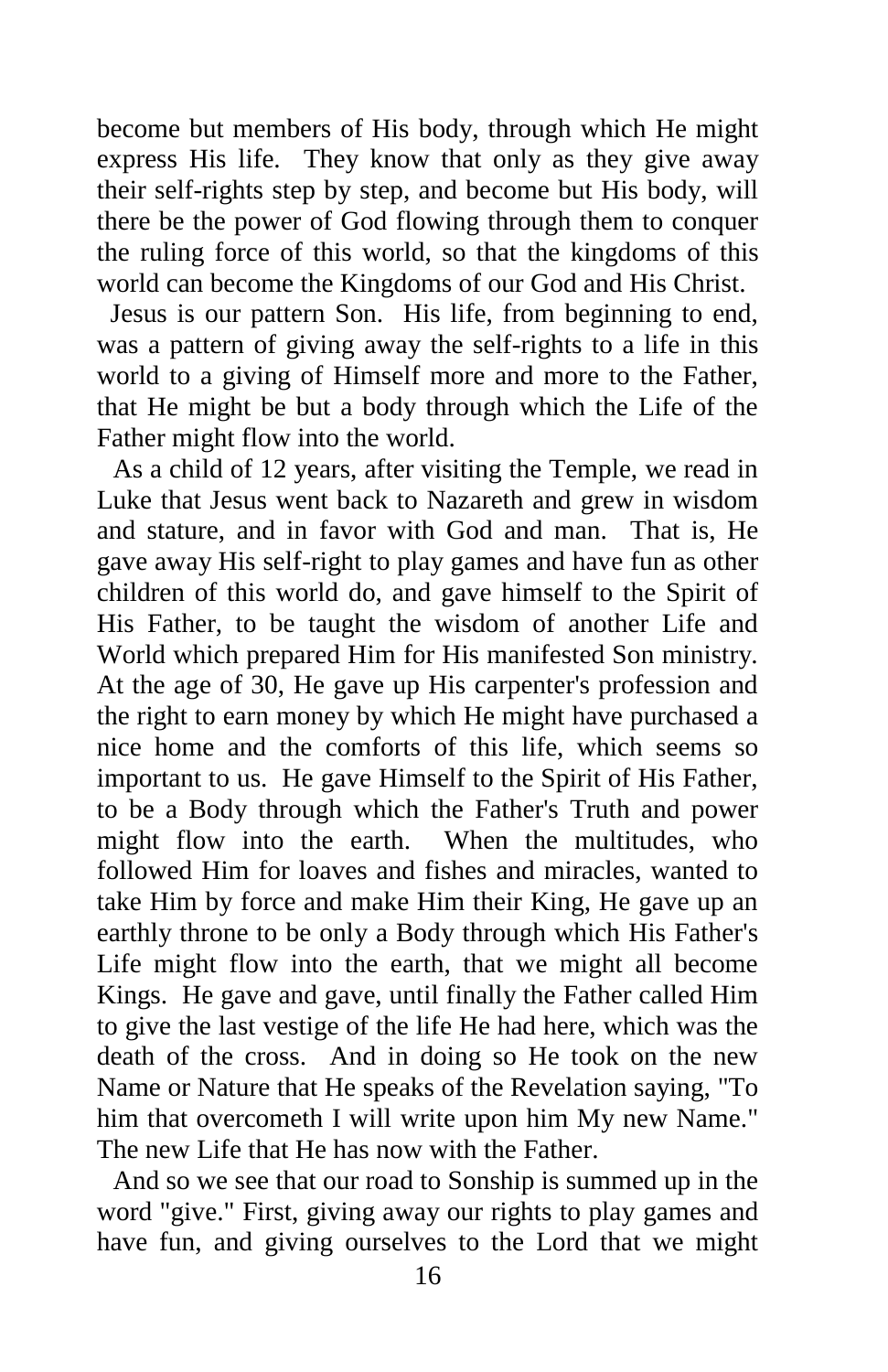become but members of His body, through which He might express His life. They know that only as they give away their self-rights step by step, and become but His body, will there be the power of God flowing through them to conquer the ruling force of this world, so that the kingdoms of this world can become the Kingdoms of our God and His Christ.

Jesus is our pattern Son. His life, from beginning to end, was a pattern of giving away the self-rights to a life in this world to a giving of Himself more and more to the Father, that He might be but a body through which the Life of the Father might flow into the world.

As a child of 12 years, after visiting the Temple, we read in Luke that Jesus went back to Nazareth and grew in wisdom and stature, and in favor with God and man. That is, He gave away His self-right to play games and have fun as other children of this world do, and gave himself to the Spirit of His Father, to be taught the wisdom of another Life and World which prepared Him for His manifested Son ministry. At the age of 30, He gave up His carpenter's profession and the right to earn money by which He might have purchased a nice home and the comforts of this life, which seems so important to us. He gave Himself to the Spirit of His Father, to be a Body through which the Father's Truth and power might flow into the earth. When the multitudes, who followed Him for loaves and fishes and miracles, wanted to take Him by force and make Him their King, He gave up an earthly throne to be only a Body through which His Father's Life might flow into the earth, that we might all become Kings. He gave and gave, until finally the Father called Him to give the last vestige of the life He had here, which was the death of the cross. And in doing so He took on the new Name or Nature that He speaks of the Revelation saying, "To him that overcometh I will write upon him My new Name." The new Life that He has now with the Father.

And so we see that our road to Sonship is summed up in the word "give." First, giving away our rights to play games and have fun, and giving ourselves to the Lord that we might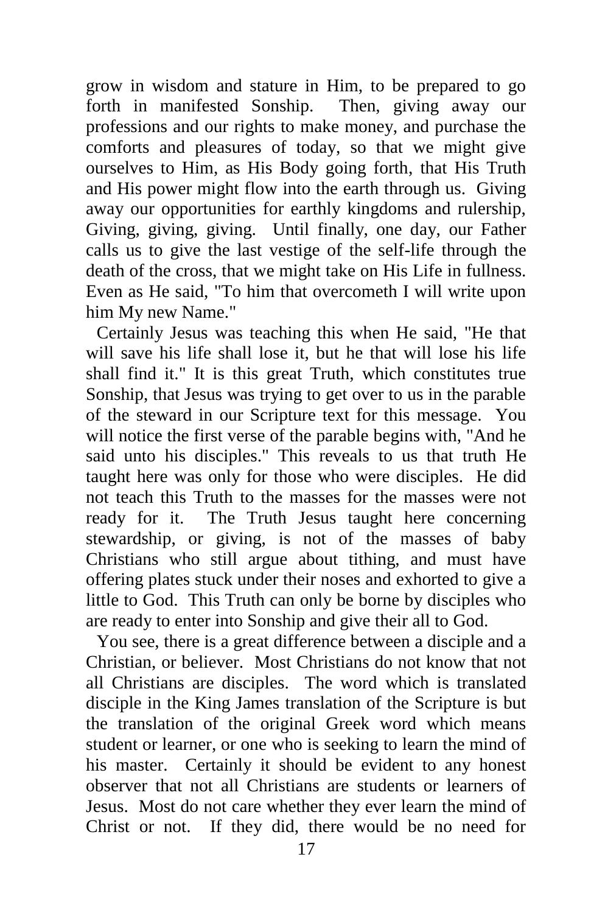grow in wisdom and stature in Him, to be prepared to go forth in manifested Sonship. Then, giving away our professions and our rights to make money, and purchase the comforts and pleasures of today, so that we might give ourselves to Him, as His Body going forth, that His Truth and His power might flow into the earth through us. Giving away our opportunities for earthly kingdoms and rulership, Giving, giving, giving. Until finally, one day, our Father calls us to give the last vestige of the self-life through the death of the cross, that we might take on His Life in fullness. Even as He said, "To him that overcometh I will write upon him My new Name."

Certainly Jesus was teaching this when He said, "He that will save his life shall lose it, but he that will lose his life shall find it." It is this great Truth, which constitutes true Sonship, that Jesus was trying to get over to us in the parable of the steward in our Scripture text for this message. You will notice the first verse of the parable begins with, "And he said unto his disciples." This reveals to us that truth He taught here was only for those who were disciples. He did not teach this Truth to the masses for the masses were not ready for it. The Truth Jesus taught here concerning stewardship, or giving, is not of the masses of baby Christians who still argue about tithing, and must have offering plates stuck under their noses and exhorted to give a little to God. This Truth can only be borne by disciples who are ready to enter into Sonship and give their all to God.

You see, there is a great difference between a disciple and a Christian, or believer. Most Christians do not know that not all Christians are disciples. The word which is translated disciple in the King James translation of the Scripture is but the translation of the original Greek word which means student or learner, or one who is seeking to learn the mind of his master. Certainly it should be evident to any honest observer that not all Christians are students or learners of Jesus. Most do not care whether they ever learn the mind of Christ or not. If they did, there would be no need for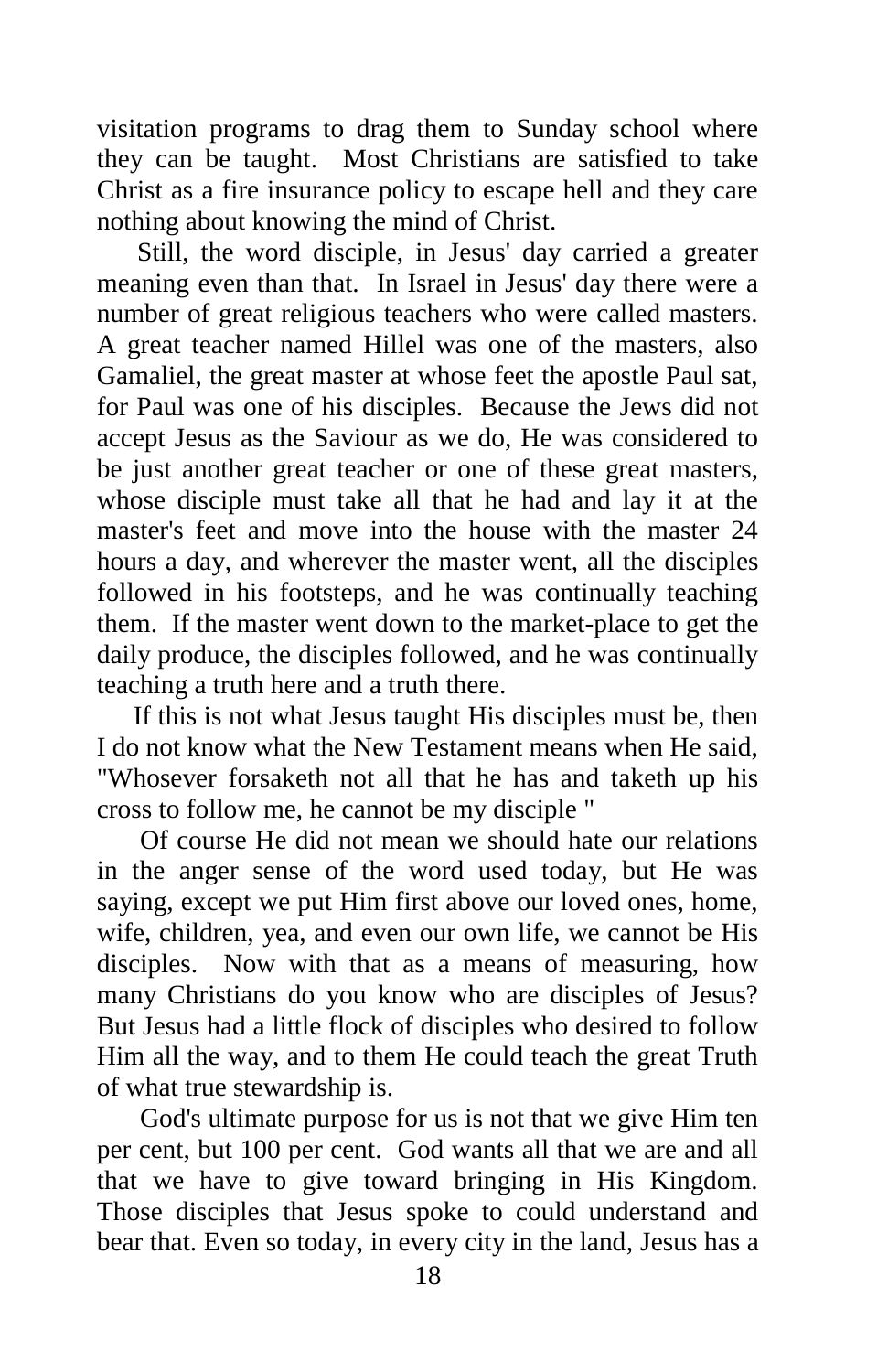visitation programs to drag them to Sunday school where they can be taught. Most Christians are satisfied to take Christ as a fire insurance policy to escape hell and they care nothing about knowing the mind of Christ.

Still, the word disciple, in Jesus' day carried a greater meaning even than that. In Israel in Jesus' day there were a number of great religious teachers who were called masters. A great teacher named Hillel was one of the masters, also Gamaliel, the great master at whose feet the apostle Paul sat, for Paul was one of his disciples. Because the Jews did not accept Jesus as the Saviour as we do, He was considered to be just another great teacher or one of these great masters, whose disciple must take all that he had and lay it at the master's feet and move into the house with the master 24 hours a day, and wherever the master went, all the disciples followed in his footsteps, and he was continually teaching them. If the master went down to the market-place to get the daily produce, the disciples followed, and he was continually teaching a truth here and a truth there.

If this is not what Jesus taught His disciples must be, then I do not know what the New Testament means when He said, "Whosever forsaketh not all that he has and taketh up his cross to follow me, he cannot be my disciple "

Of course He did not mean we should hate our relations in the anger sense of the word used today, but He was saying, except we put Him first above our loved ones, home, wife, children, yea, and even our own life, we cannot be His disciples. Now with that as a means of measuring, how many Christians do you know who are disciples of Jesus? But Jesus had a little flock of disciples who desired to follow Him all the way, and to them He could teach the great Truth of what true stewardship is.

God's ultimate purpose for us is not that we give Him ten per cent, but 100 per cent. God wants all that we are and all that we have to give toward bringing in His Kingdom. Those disciples that Jesus spoke to could understand and bear that. Even so today, in every city in the land, Jesus has a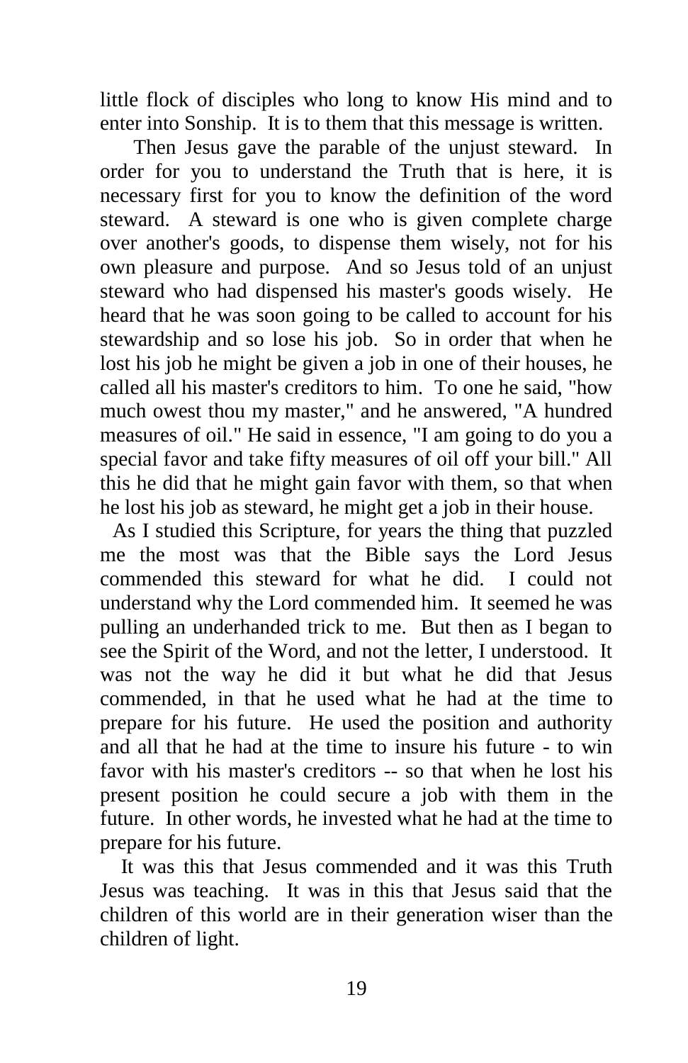little flock of disciples who long to know His mind and to enter into Sonship. It is to them that this message is written.

Then Jesus gave the parable of the unjust steward. In order for you to understand the Truth that is here, it is necessary first for you to know the definition of the word steward. A steward is one who is given complete charge over another's goods, to dispense them wisely, not for his own pleasure and purpose. And so Jesus told of an unjust steward who had dispensed his master's goods wisely. He heard that he was soon going to be called to account for his stewardship and so lose his job. So in order that when he lost his job he might be given a job in one of their houses, he called all his master's creditors to him. To one he said, "how much owest thou my master," and he answered, "A hundred measures of oil." He said in essence, "I am going to do you a special favor and take fifty measures of oil off your bill." All this he did that he might gain favor with them, so that when he lost his job as steward, he might get a job in their house.

As I studied this Scripture, for years the thing that puzzled me the most was that the Bible says the Lord Jesus commended this steward for what he did. I could not understand why the Lord commended him. It seemed he was pulling an underhanded trick to me. But then as I began to see the Spirit of the Word, and not the letter, I understood. It was not the way he did it but what he did that Jesus commended, in that he used what he had at the time to prepare for his future. He used the position and authority and all that he had at the time to insure his future - to win favor with his master's creditors -- so that when he lost his present position he could secure a job with them in the future. In other words, he invested what he had at the time to prepare for his future.

It was this that Jesus commended and it was this Truth Jesus was teaching. It was in this that Jesus said that the children of this world are in their generation wiser than the children of light.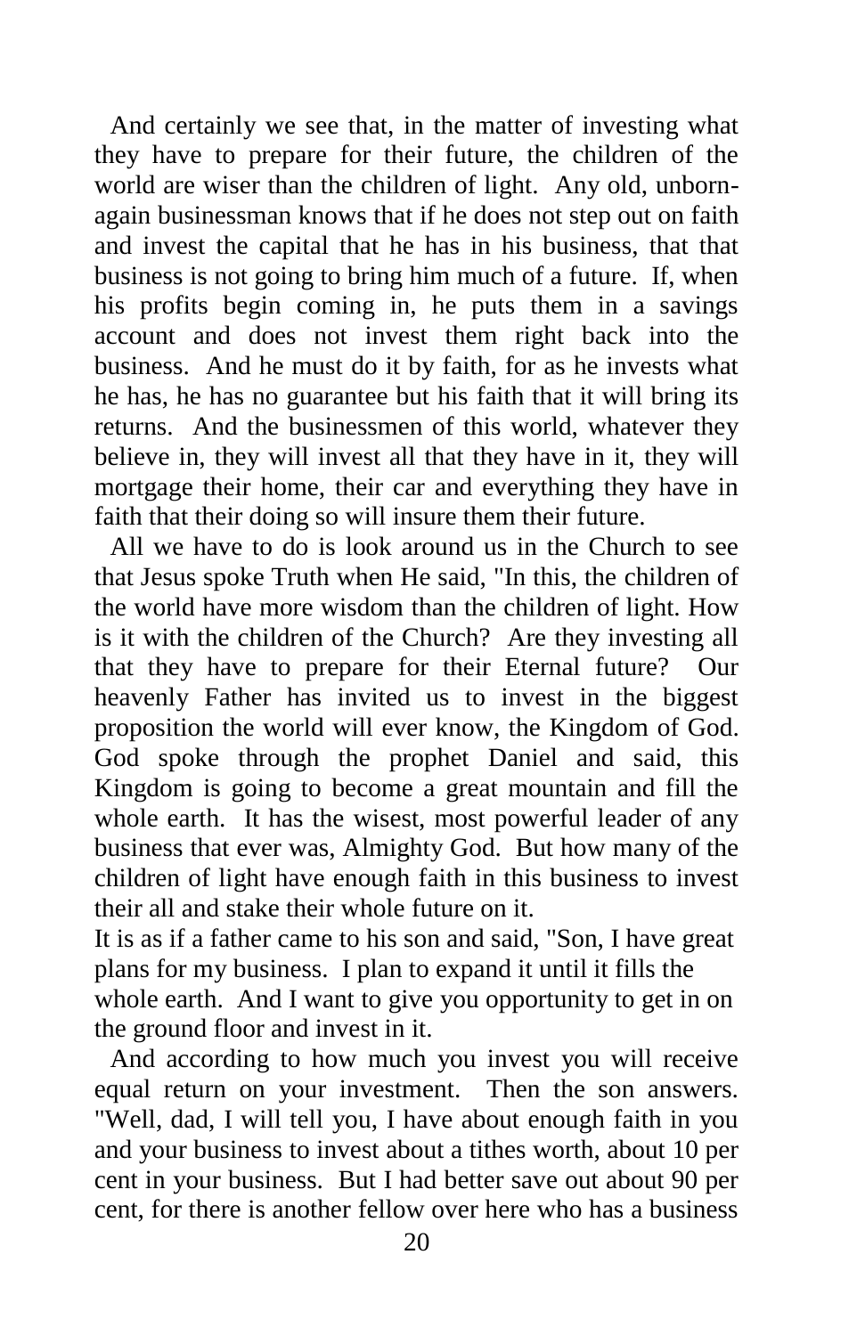And certainly we see that, in the matter of investing what they have to prepare for their future, the children of the world are wiser than the children of light. Any old, unborn-again businessman knows that if he does not step out on faith and invest the capital that he has in his business, that that business is not going to bring him much of a future. If, when his profits begin coming in, he puts them in a savings account and does not invest them right back into the business. And he must do it by faith, for as he invests what he has, he has no guarantee but his faith that it will bring its returns. And the businessmen of this world, whatever they believe in, they will invest all that they have in it, they will mortgage their home, their car and everything they have in faith that their doing so will insure them their future.

All we have to do is look around us in the Church to see that Jesus spoke Truth when He said, "In this, the children of the world have more wisdom than the children of light. How is it with the children of the Church? Are they investing all that they have to prepare for their Eternal future? Our heavenly Father has invited us to invest in the biggest proposition the world will ever know, the Kingdom of God. God spoke through the prophet Daniel and said, this Kingdom is going to become a great mountain and fill the whole earth. It has the wisest, most powerful leader of any business that ever was, Almighty God. But how many of the children of light have enough faith in this business to invest their all and stake their whole future on it.

It is as if a father came to his son and said, "Son, I have great plans for my business. I plan to expand it until it fills the whole earth. And I want to give you opportunity to get in on the ground floor and invest in it.

And according to how much you invest you will receive equal return on your investment. Then the son answers. "Well, dad, I will tell you, I have about enough faith in you and your business to invest about a tithes worth, about 10 per cent in your business. But I had better save out about 90 per cent, for there is another fellow over here who has a business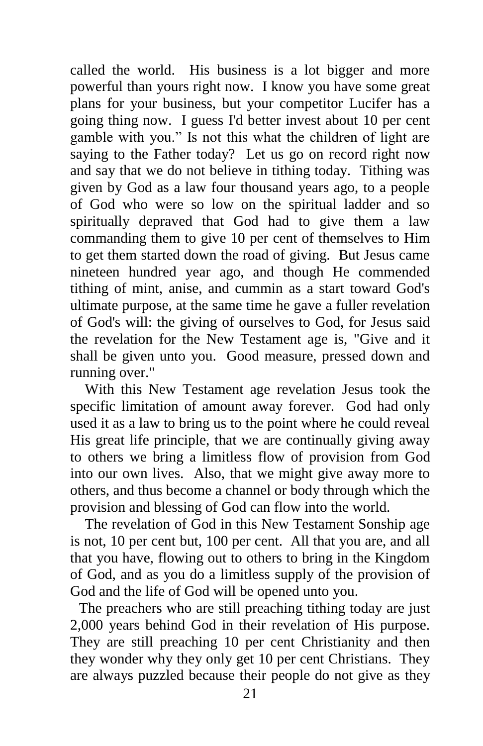called the world. His business is a lot bigger and more powerful than yours right now. I know you have some great plans for your business, but your competitor Lucifer has a going thing now. I guess I'd better invest about 10 per cent gamble with you." Is not this what the children of light are saying to the Father today? Let us go on record right now and say that we do not believe in tithing today. Tithing was given by God as a law four thousand years ago, to a people of God who were so low on the spiritual ladder and so spiritually depraved that God had to give them a law commanding them to give 10 per cent of themselves to Him to get them started down the road of giving. But Jesus came nineteen hundred year ago, and though He commended tithing of mint, anise, and cummin as a start toward God's ultimate purpose, at the same time he gave a fuller revelation of God's will: the giving of ourselves to God, for Jesus said the revelation for the New Testament age is, "Give and it shall be given unto you. Good measure, pressed down and running over."

With this New Testament age revelation Jesus took the specific limitation of amount away forever. God had only used it as a law to bring us to the point where he could reveal His great life principle, that we are continually giving away to others we bring a limitless flow of provision from God into our own lives. Also, that we might give away more to others, and thus become a channel or body through which the provision and blessing of God can flow into the world.

The revelation of God in this New Testament Sonship age is not, 10 per cent but, 100 per cent. All that you are, and all that you have, flowing out to others to bring in the Kingdom of God, and as you do a limitless supply of the provision of God and the life of God will be opened unto you.

The preachers who are still preaching tithing today are just 2,000 years behind God in their revelation of His purpose. They are still preaching 10 per cent Christianity and then they wonder why they only get 10 per cent Christians. They are always puzzled because their people do not give as they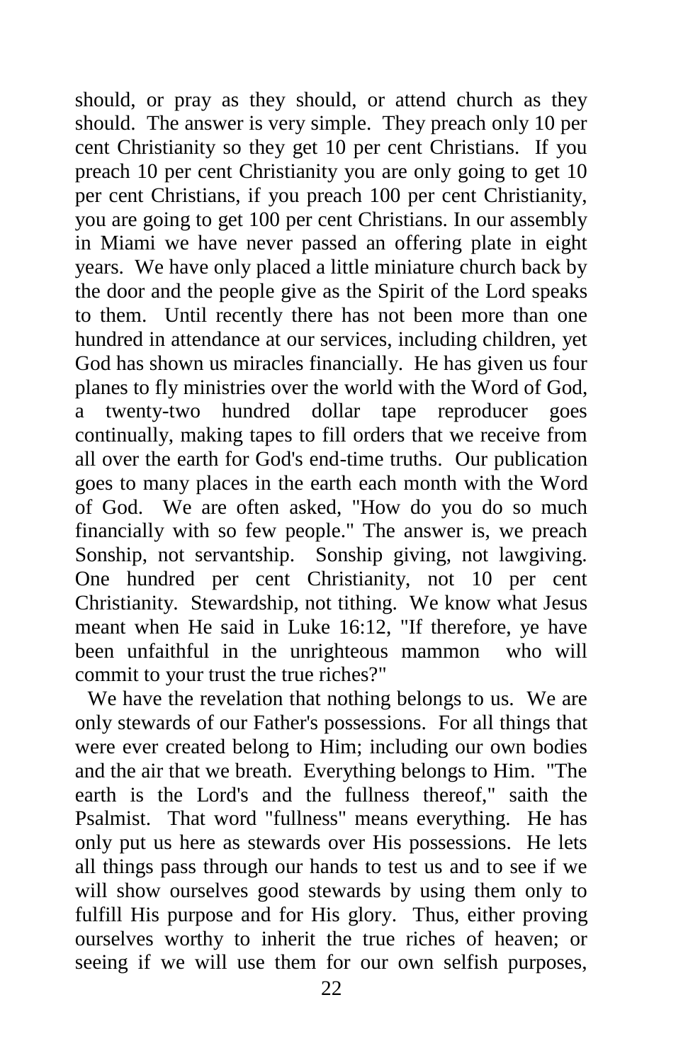should, or pray as they should, or attend church as they should. The answer is very simple. They preach only 10 per cent Christianity so they get 10 per cent Christians. If you preach 10 per cent Christianity you are only going to get 10 per cent Christians, if you preach 100 per cent Christianity, you are going to get 100 per cent Christians. In our assembly in Miami we have never passed an offering plate in eight years. We have only placed a little miniature church back by the door and the people give as the Spirit of the Lord speaks to them. Until recently there has not been more than one hundred in attendance at our services, including children, yet God has shown us miracles financially. He has given us four planes to fly ministries over the world with the Word of God, a twenty-two hundred dollar tape reproducer goes continually, making tapes to fill orders that we receive from all over the earth for God's end-time truths. Our publication goes to many places in the earth each month with the Word of God. We are often asked, "How do you do so much financially with so few people." The answer is, we preach Sonship, not servantship. Sonship giving, not lawgiving. One hundred per cent Christianity, not 10 per cent Christianity. Stewardship, not tithing. We know what Jesus meant when He said in Luke 16:12, "If therefore, ye have been unfaithful in the unrighteous mammon who will commit to your trust the true riches?"

We have the revelation that nothing belongs to us. We are only stewards of our Father's possessions. For all things that were ever created belong to Him; including our own bodies and the air that we breath. Everything belongs to Him. "The earth is the Lord's and the fullness thereof," saith the Psalmist. That word "fullness" means everything. He has only put us here as stewards over His possessions. He lets all things pass through our hands to test us and to see if we will show ourselves good stewards by using them only to fulfill His purpose and for His glory. Thus, either proving ourselves worthy to inherit the true riches of heaven; or seeing if we will use them for our own selfish purposes,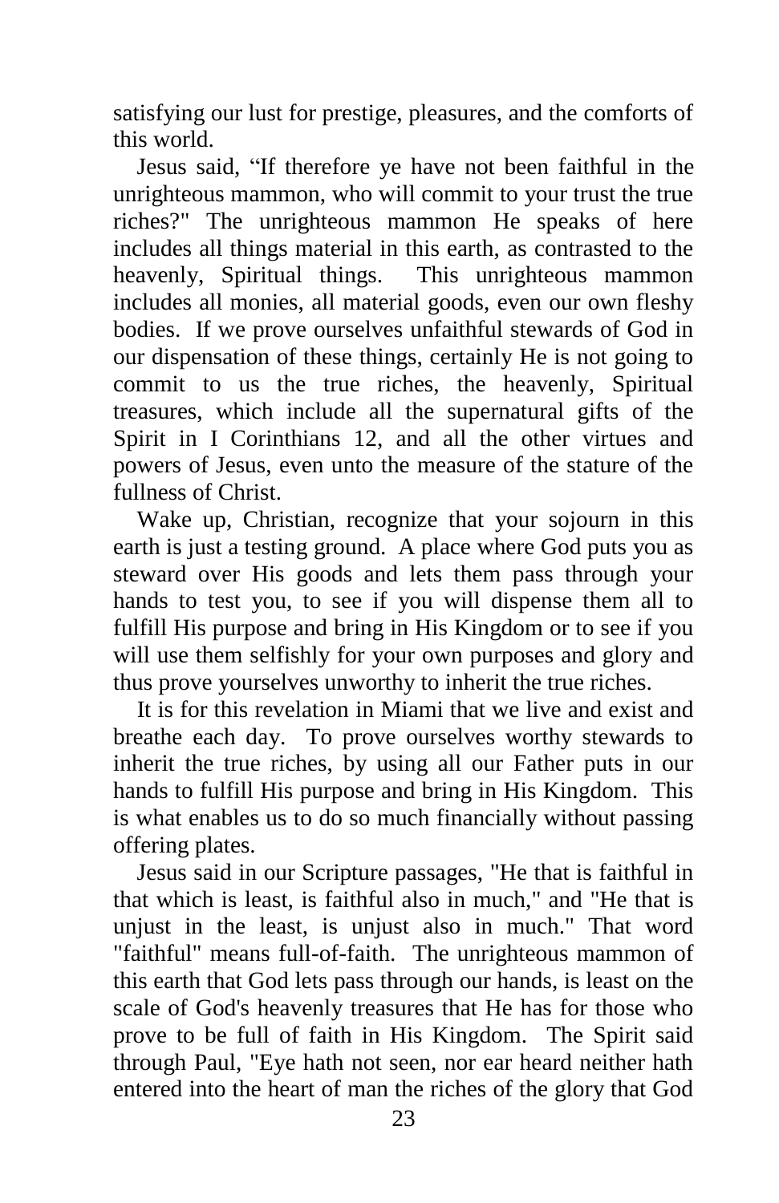satisfying our lust for prestige, pleasures, and the comforts of this world.

Jesus said, “If therefore ye have not been faithful in the unrighteous mammon, who will commit to your trust the true riches?" The unrighteous mammon He speaks of here includes all things material in this earth, as contrasted to the heavenly, Spiritual things. This unrighteous mammon includes all monies, all material goods, even our own fleshy bodies. If we prove ourselves unfaithful stewards of God in our dispensation of these things, certainly He is not going to commit to us the true riches, the heavenly, Spiritual treasures, which include all the supernatural gifts of the Spirit in I Corinthians 12, and all the other virtues and powers of Jesus, even unto the measure of the stature of the fullness of Christ.

Wake up, Christian, recognize that your sojourn in this earth is just a testing ground. A place where God puts you as steward over His goods and lets them pass through your hands to test you, to see if you will dispense them all to fulfill His purpose and bring in His Kingdom or to see if you will use them selfishly for your own purposes and glory and thus prove yourselves unworthy to inherit the true riches.

It is for this revelation in Miami that we live and exist and breathe each day. To prove ourselves worthy stewards to inherit the true riches, by using all our Father puts in our hands to fulfill His purpose and bring in His Kingdom. This is what enables us to do so much financially without passing offering plates.

Jesus said in our Scripture passages, "He that is faithful in that which is least, is faithful also in much," and "He that is unjust in the least, is unjust also in much." That word "faithful" means full-of-faith. The unrighteous mammon of this earth that God lets pass through our hands, is least on the scale of God's heavenly treasures that He has for those who prove to be full of faith in His Kingdom. The Spirit said through Paul, "Eye hath not seen, nor ear heard neither hath entered into the heart of man the riches of the glory that God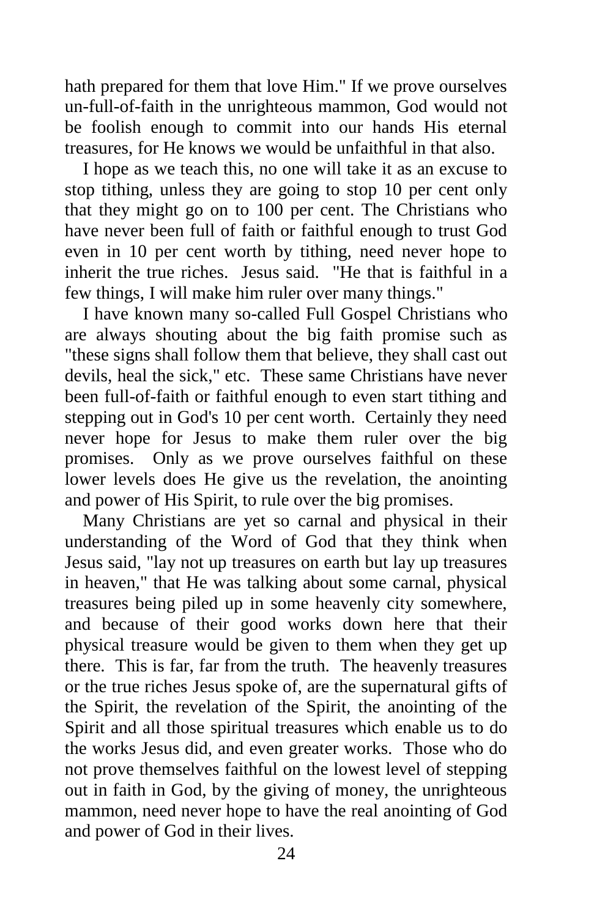hath prepared for them that love Him." If we prove ourselves un-full-of-faith in the unrighteous mammon, God would not be foolish enough to commit into our hands His eternal treasures, for He knows we would be unfaithful in that also.

I hope as we teach this, no one will take it as an excuse to stop tithing, unless they are going to stop 10 per cent only that they might go on to 100 per cent. The Christians who have never been full of faith or faithful enough to trust God even in 10 per cent worth by tithing, need never hope to inherit the true riches. Jesus said. "He that is faithful in a few things, I will make him ruler over many things."

I have known many so-called Full Gospel Christians who are always shouting about the big faith promise such as "these signs shall follow them that believe, they shall cast out devils, heal the sick," etc. These same Christians have never been full-of-faith or faithful enough to even start tithing and stepping out in God's 10 per cent worth. Certainly they need never hope for Jesus to make them ruler over the big promises. Only as we prove ourselves faithful on these lower levels does He give us the revelation, the anointing and power of His Spirit, to rule over the big promises.

Many Christians are yet so carnal and physical in their understanding of the Word of God that they think when Jesus said, "lay not up treasures on earth but lay up treasures in heaven," that He was talking about some carnal, physical treasures being piled up in some heavenly city somewhere, and because of their good works down here that their physical treasure would be given to them when they get up there. This is far, far from the truth. The heavenly treasures or the true riches Jesus spoke of, are the supernatural gifts of the Spirit, the revelation of the Spirit, the anointing of the Spirit and all those spiritual treasures which enable us to do the works Jesus did, and even greater works. Those who do not prove themselves faithful on the lowest level of stepping out in faith in God, by the giving of money, the unrighteous mammon, need never hope to have the real anointing of God and power of God in their lives.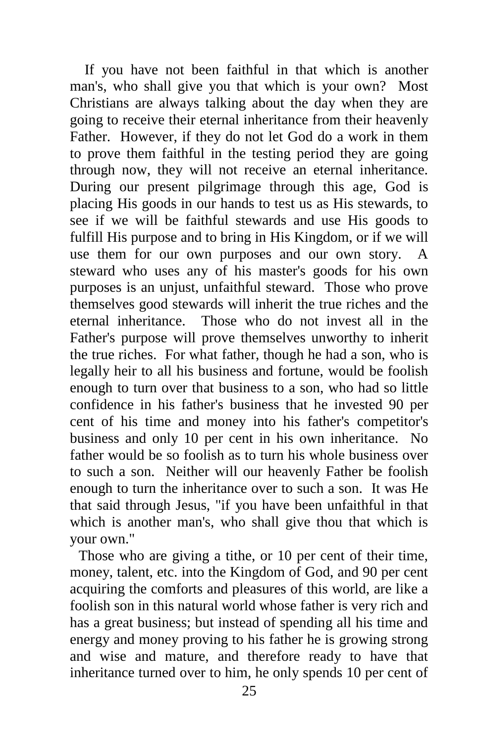If you have not been faithful in that which is another man's, who shall give you that which is your own? Most Christians are always talking about the day when they are going to receive their eternal inheritance from their heavenly Father. However, if they do not let God do a work in them to prove them faithful in the testing period they are going through now, they will not receive an eternal inheritance. During our present pilgrimage through this age, God is placing His goods in our hands to test us as His stewards, to see if we will be faithful stewards and use His goods to fulfill His purpose and to bring in His Kingdom, or if we will use them for our own purposes and our own story. A steward who uses any of his master's goods for his own purposes is an unjust, unfaithful steward. Those who prove themselves good stewards will inherit the true riches and the eternal inheritance. Those who do not invest all in the Father's purpose will prove themselves unworthy to inherit the true riches. For what father, though he had a son, who is legally heir to all his business and fortune, would be foolish enough to turn over that business to a son, who had so little confidence in his father's business that he invested 90 per cent of his time and money into his father's competitor's business and only 10 per cent in his own inheritance. No father would be so foolish as to turn his whole business over to such a son. Neither will our heavenly Father be foolish enough to turn the inheritance over to such a son. It was He that said through Jesus, "if you have been unfaithful in that which is another man's, who shall give thou that which is your own."

Those who are giving a tithe, or 10 per cent of their time, money, talent, etc. into the Kingdom of God, and 90 per cent acquiring the comforts and pleasures of this world, are like a foolish son in this natural world whose father is very rich and has a great business; but instead of spending all his time and energy and money proving to his father he is growing strong and wise and mature, and therefore ready to have that inheritance turned over to him, he only spends 10 per cent of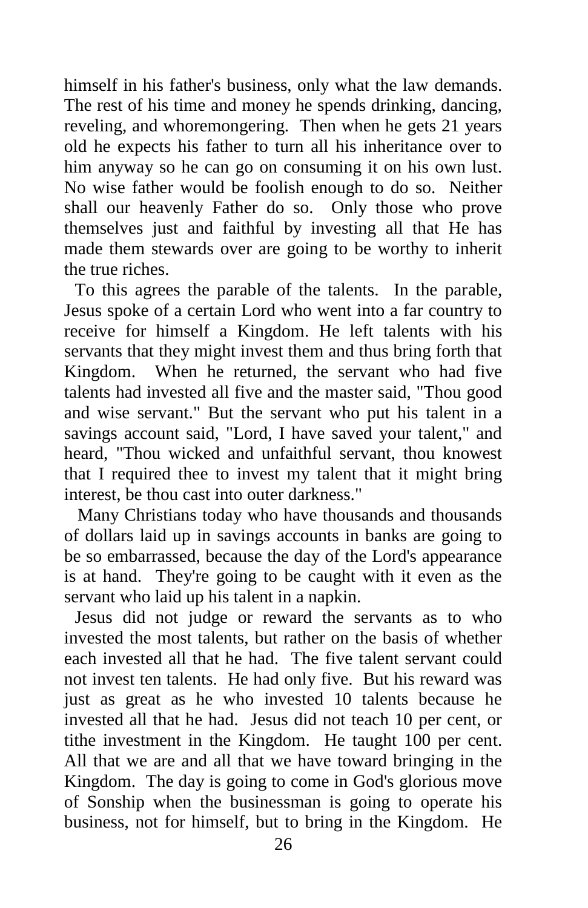himself in his father's business, only what the law demands. The rest of his time and money he spends drinking, dancing, reveling, and whoremongering. Then when he gets 21 years old he expects his father to turn all his inheritance over to him anyway so he can go on consuming it on his own lust. No wise father would be foolish enough to do so. Neither shall our heavenly Father do so. Only those who prove themselves just and faithful by investing all that He has made them stewards over are going to be worthy to inherit the true riches.

To this agrees the parable of the talents. In the parable, Jesus spoke of a certain Lord who went into a far country to receive for himself a Kingdom. He left talents with his servants that they might invest them and thus bring forth that Kingdom. When he returned, the servant who had five talents had invested all five and the master said, "Thou good and wise servant." But the servant who put his talent in a savings account said, "Lord, I have saved your talent," and heard, "Thou wicked and unfaithful servant, thou knowest that I required thee to invest my talent that it might bring interest, be thou cast into outer darkness."

Many Christians today who have thousands and thousands of dollars laid up in savings accounts in banks are going to be so embarrassed, because the day of the Lord's appearance is at hand. They're going to be caught with it even as the servant who laid up his talent in a napkin.

Jesus did not judge or reward the servants as to who invested the most talents, but rather on the basis of whether each invested all that he had. The five talent servant could not invest ten talents. He had only five. But his reward was just as great as he who invested 10 talents because he invested all that he had. Jesus did not teach 10 per cent, or tithe investment in the Kingdom. He taught 100 per cent. All that we are and all that we have toward bringing in the Kingdom. The day is going to come in God's glorious move of Sonship when the businessman is going to operate his business, not for himself, but to bring in the Kingdom. He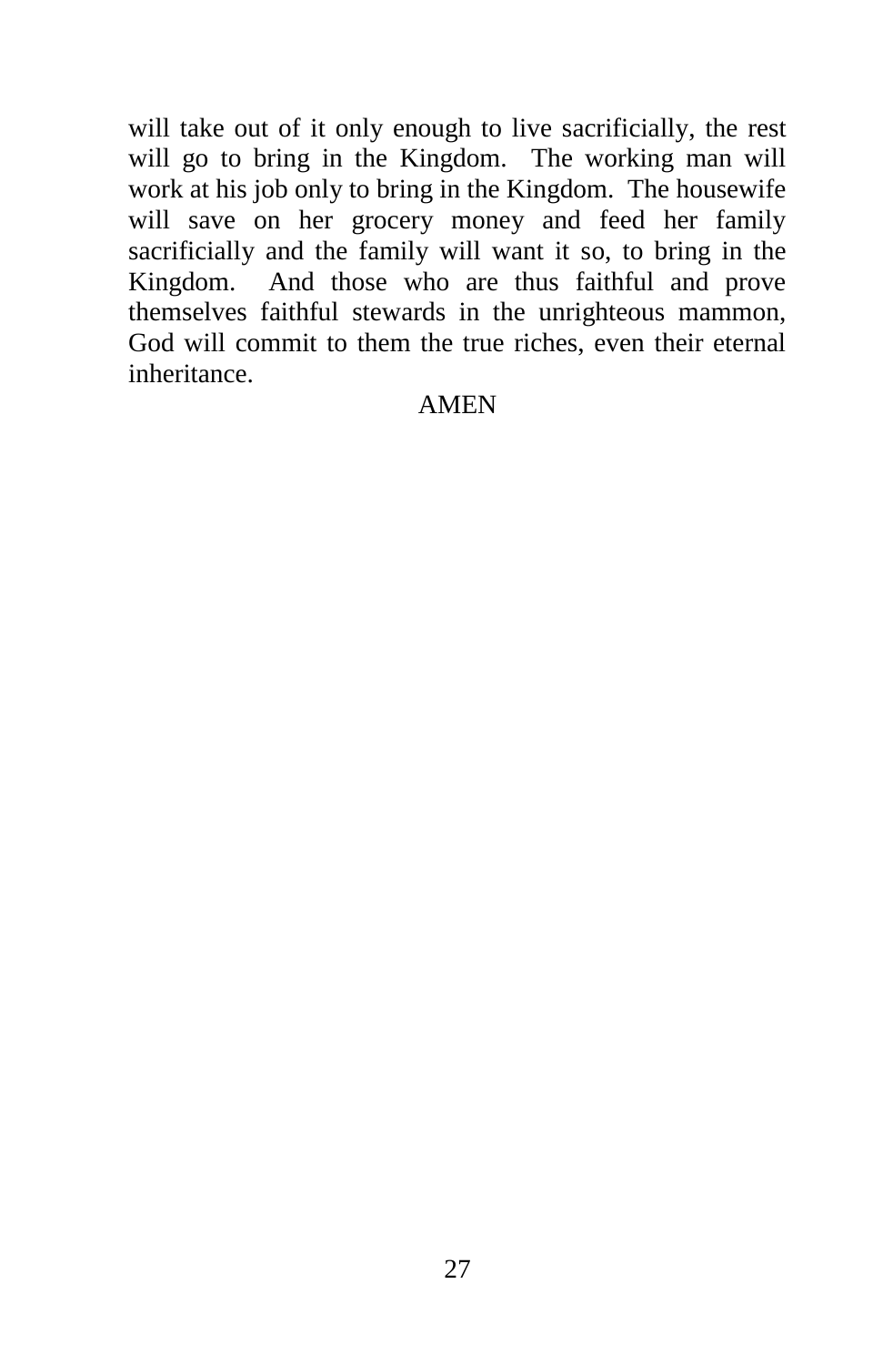will take out of it only enough to live sacrificially, the rest will go to bring in the Kingdom. The working man will work at his job only to bring in the Kingdom. The housewife will save on her grocery money and feed her family sacrificially and the family will want it so, to bring in the Kingdom. And those who are thus faithful and prove themselves faithful stewards in the unrighteous mammon, God will commit to them the true riches, even their eternal inheritance.

AMEN